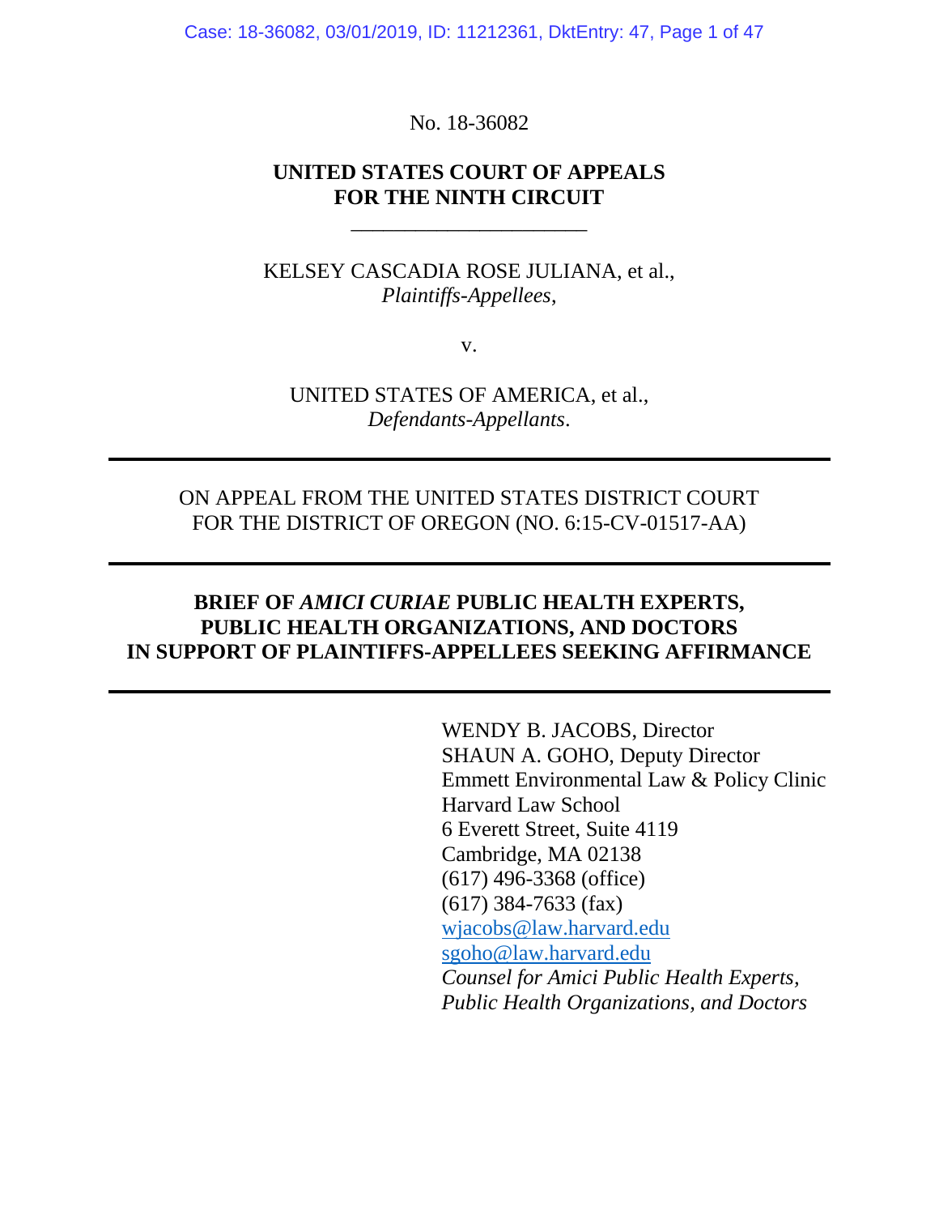No. 18-36082

**UNITED STATES COURT OF APPEALS**
**FOR THE NINTH CIRCUIT**

\_\_\_\_\_\_\_\_\_\_\_\_\_\_\_\_\_\_\_\_\_\_\_\_

KELSEY CASCADIA ROSE JULIANA, et al.,
*Plaintiffs-Appellees*,

v.

UNITED STATES OF AMERICA, et al.,
*Defendants-Appellants*.

---

ON APPEAL FROM THE UNITED STATES DISTRICT COURT
FOR THE DISTRICT OF OREGON (NO. 6:15-CV-01517-AA)

---

**BRIEF OF *AMICI CURIAE* PUBLIC HEALTH EXPERTS,**
**PUBLIC HEALTH ORGANIZATIONS, AND DOCTORS**
**IN SUPPORT OF PLAINTIFFS-APPELLEES SEEKING AFFIRMANCE**

---

WENDY B. JACOBS, Director
SHAUN A. GOHO, Deputy Director
Emmett Environmental Law & Policy Clinic
Harvard Law School
6 Everett Street, Suite 4119
Cambridge, MA 02138
(617) 496-3368 (office)
(617) 384-7633 (fax)
wjacobs@law.harvard.edu
sgoho@law.harvard.edu
*Counsel for Amici Public Health Experts, Public Health Organizations, and Doctors*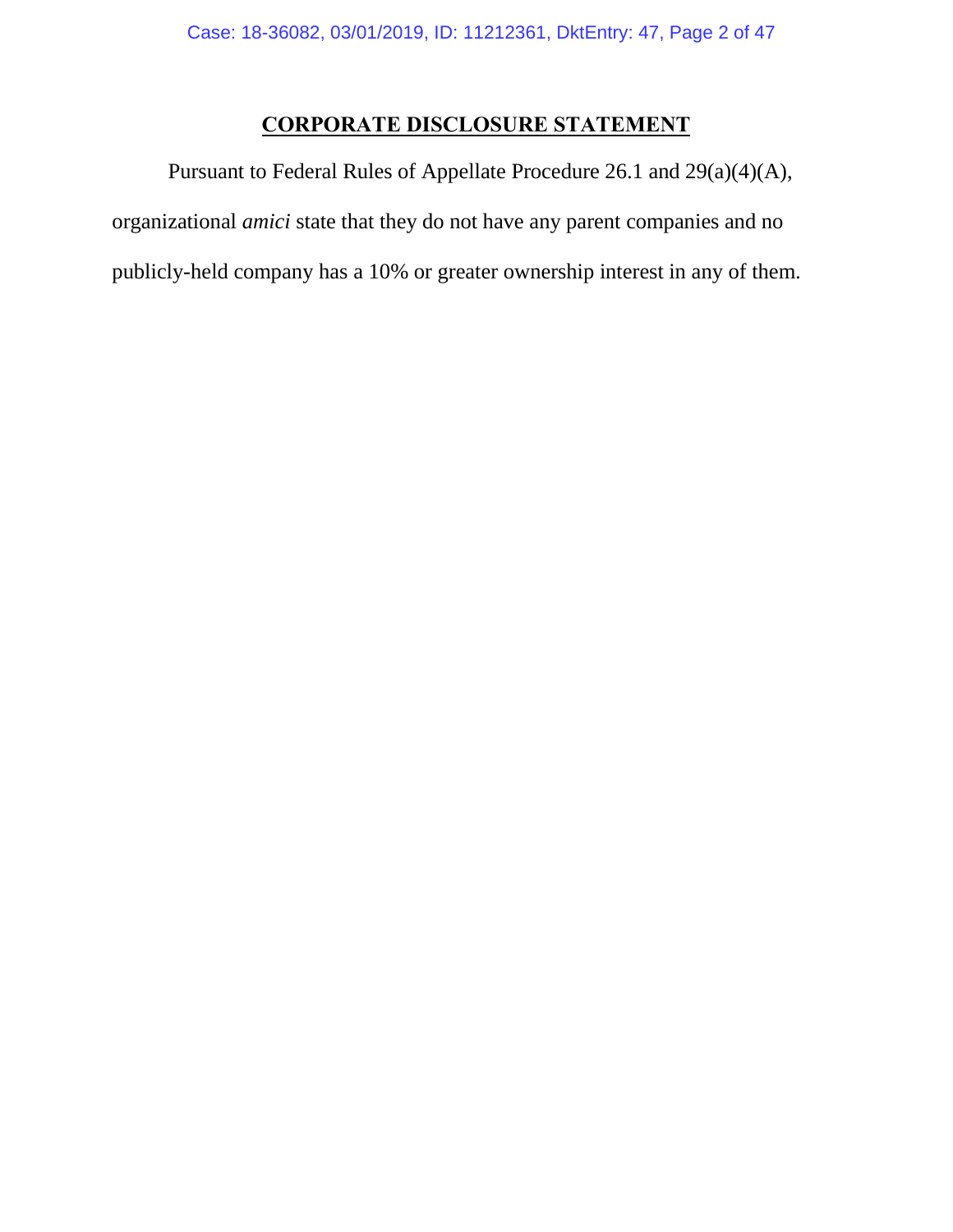# **CORPORATE DISCLOSURE STATEMENT**

Pursuant to Federal Rules of Appellate Procedure 26.1 and 29(a)(4)(A), organizational *amici* state that they do not have any parent companies and no publicly-held company has a 10% or greater ownership interest in any of them.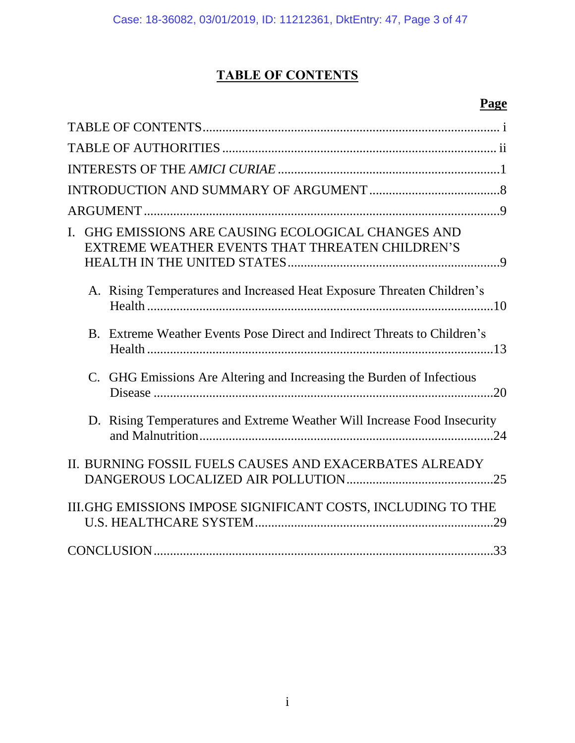# TABLE OF CONTENTS

**Page**

TABLE OF CONTENTS .......... i

TABLE OF AUTHORITIES .......... ii

INTERESTS OF THE *AMICI CURIAE* .......... 1

INTRODUCTION AND SUMMARY OF ARGUMENT .......... 8

ARGUMENT .......... 9

I. GHG EMISSIONS ARE CAUSING ECOLOGICAL CHANGES AND EXTREME WEATHER EVENTS THAT THREATEN CHILDREN'S HEALTH IN THE UNITED STATES .......... 9

- A. Rising Temperatures and Increased Heat Exposure Threaten Children's Health .......... 10
- B. Extreme Weather Events Pose Direct and Indirect Threats to Children's Health .......... 13
- C. GHG Emissions Are Altering and Increasing the Burden of Infectious Disease .......... 20
- D. Rising Temperatures and Extreme Weather Will Increase Food Insecurity and Malnutrition .......... 24

II. BURNING FOSSIL FUELS CAUSES AND EXACERBATES ALREADY DANGEROUS LOCALIZED AIR POLLUTION .......... 25

III. GHG EMISSIONS IMPOSE SIGNIFICANT COSTS, INCLUDING TO THE U.S. HEALTHCARE SYSTEM .......... 29

CONCLUSION .......... 33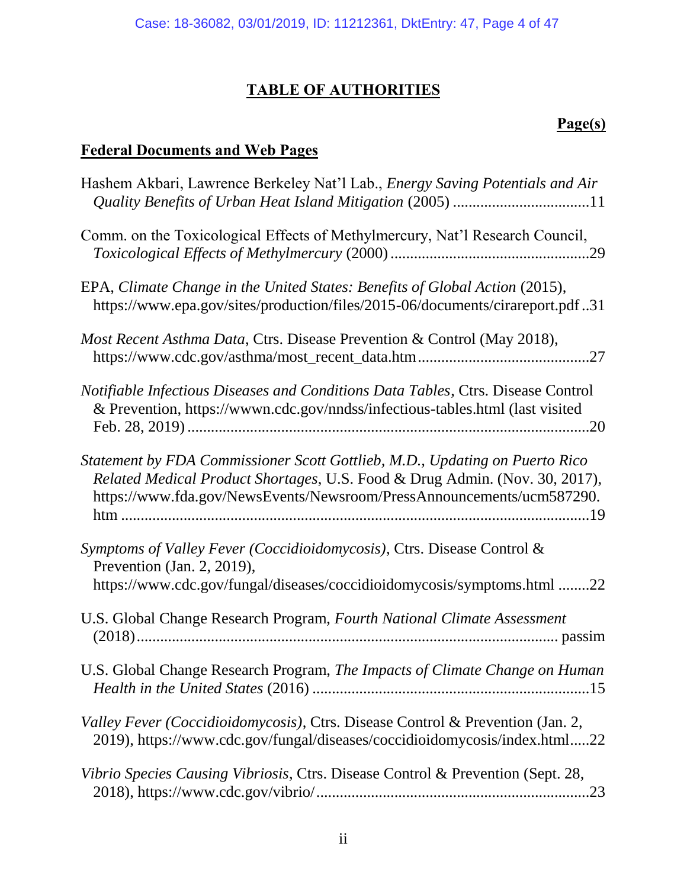# TABLE OF AUTHORITIES

**Page(s)**

## Federal Documents and Web Pages

Hashem Akbari, Lawrence Berkeley Nat'l Lab., *Energy Saving Potentials and Air Quality Benefits of Urban Heat Island Mitigation* (2005) ..................................11

Comm. on the Toxicological Effects of Methylmercury, Nat'l Research Council, *Toxicological Effects of Methylmercury* (2000) ..................................................29

EPA, *Climate Change in the United States: Benefits of Global Action* (2015), https://www.epa.gov/sites/production/files/2015-06/documents/cirareport.pdf ..31

*Most Recent Asthma Data*, Ctrs. Disease Prevention & Control (May 2018), https://www.cdc.gov/asthma/most_recent_data.htm...........................................27

*Notifiable Infectious Diseases and Conditions Data Tables*, Ctrs. Disease Control & Prevention, https://wwwn.cdc.gov/nndss/infectious-tables.html (last visited Feb. 28, 2019) .....................................................................................................20

*Statement by FDA Commissioner Scott Gottlieb, M.D., Updating on Puerto Rico Related Medical Product Shortages*, U.S. Food & Drug Admin. (Nov. 30, 2017), https://www.fda.gov/NewsEvents/Newsroom/PressAnnouncements/ucm587290.htm .......................................................................................................................19

*Symptoms of Valley Fever (Coccidioidomycosis)*, Ctrs. Disease Control & Prevention (Jan. 2, 2019), https://www.cdc.gov/fungal/diseases/coccidioidomycosis/symptoms.html ........22

U.S. Global Change Research Program, *Fourth National Climate Assessment* (2018)........................................................................................................ passim

U.S. Global Change Research Program, *The Impacts of Climate Change on Human Health in the United States* (2016) .....................................................................15

*Valley Fever (Coccidioidomycosis)*, Ctrs. Disease Control & Prevention (Jan. 2, 2019), https://www.cdc.gov/fungal/diseases/coccidioidomycosis/index.html.....22

*Vibrio Species Causing Vibriosis*, Ctrs. Disease Control & Prevention (Sept. 28, 2018), https://www.cdc.gov/vibrio/.....................................................................23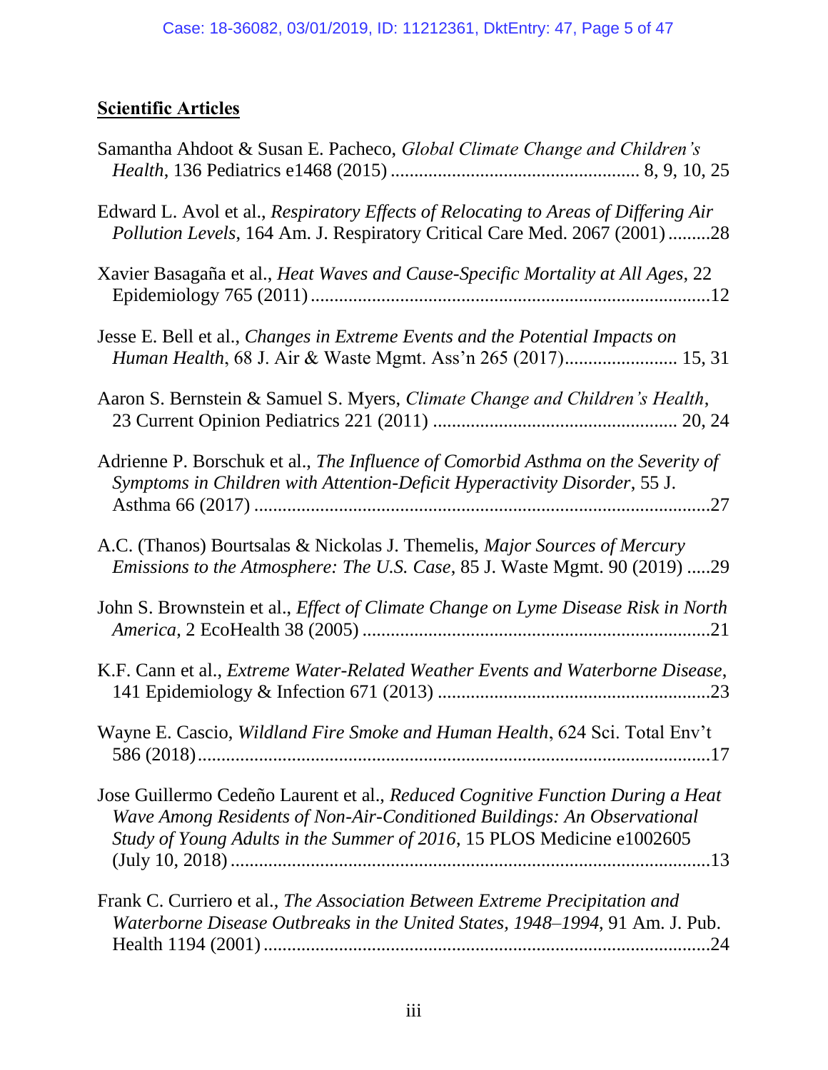**Scientific Articles**

Samantha Ahdoot & Susan E. Pacheco, *Global Climate Change and Children's Health*, 136 Pediatrics e1468 (2015) .................................................... 8, 9, 10, 25

Edward L. Avol et al., *Respiratory Effects of Relocating to Areas of Differing Air Pollution Levels*, 164 Am. J. Respiratory Critical Care Med. 2067 (2001) .........28

Xavier Basagaña et al., *Heat Waves and Cause-Specific Mortality at All Ages*, 22 Epidemiology 765 (2011) ....................................................................................12

Jesse E. Bell et al., *Changes in Extreme Events and the Potential Impacts on Human Health*, 68 J. Air & Waste Mgmt. Ass'n 265 (2017)........................ 15, 31

Aaron S. Bernstein & Samuel S. Myers, *Climate Change and Children's Health*, 23 Current Opinion Pediatrics 221 (2011) ................................................... 20, 24

Adrienne P. Borschuk et al., *The Influence of Comorbid Asthma on the Severity of Symptoms in Children with Attention-Deficit Hyperactivity Disorder*, 55 J. Asthma 66 (2017) ................................................................................................27

A.C. (Thanos) Bourtsalas & Nickolas J. Themelis, *Major Sources of Mercury Emissions to the Atmosphere: The U.S. Case*, 85 J. Waste Mgmt. 90 (2019) .....29

John S. Brownstein et al., *Effect of Climate Change on Lyme Disease Risk in North America*, 2 EcoHealth 38 (2005) .........................................................................21

K.F. Cann et al., *Extreme Water-Related Weather Events and Waterborne Disease*, 141 Epidemiology & Infection 671 (2013) .........................................................23

Wayne E. Cascio, *Wildland Fire Smoke and Human Health*, 624 Sci. Total Env't 586 (2018)............................................................................................................17

Jose Guillermo Cedeño Laurent et al., *Reduced Cognitive Function During a Heat Wave Among Residents of Non-Air-Conditioned Buildings: An Observational Study of Young Adults in the Summer of 2016*, 15 PLOS Medicine e1002605 (July 10, 2018) ....................................................................................................13

Frank C. Curriero et al., *The Association Between Extreme Precipitation and Waterborne Disease Outbreaks in the United States, 1948–1994*, 91 Am. J. Pub. Health 1194 (2001) ..............................................................................................24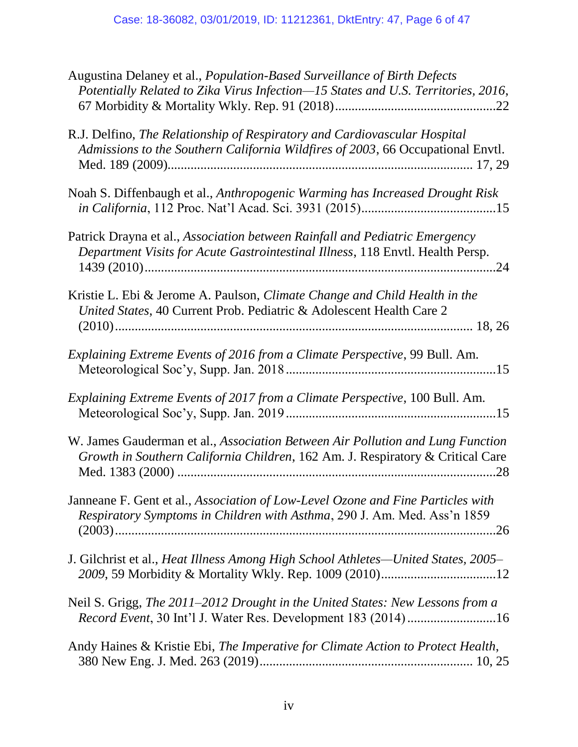Augustina Delaney et al., *Population-Based Surveillance of Birth Defects Potentially Related to Zika Virus Infection—15 States and U.S. Territories, 2016*, 67 Morbidity & Mortality Wkly. Rep. 91 (2018)................................................22

R.J. Delfino, *The Relationship of Respiratory and Cardiovascular Hospital Admissions to the Southern California Wildfires of 2003*, 66 Occupational Envtl. Med. 189 (2009)........................................................................................ 17, 29

Noah S. Diffenbaugh et al., *Anthropogenic Warming has Increased Drought Risk in California*, 112 Proc. Nat'l Acad. Sci. 3931 (2015).........................................15

Patrick Drayna et al., *Association between Rainfall and Pediatric Emergency Department Visits for Acute Gastrointestinal Illness*, 118 Envtl. Health Persp. 1439 (2010)........................................................................................................24

Kristie L. Ebi & Jerome A. Paulson, *Climate Change and Child Health in the United States*, 40 Current Prob. Pediatric & Adolescent Health Care 2 (2010)........................................................................................................ 18, 26

*Explaining Extreme Events of 2016 from a Climate Perspective*, 99 Bull. Am. Meteorological Soc'y, Supp. Jan. 2018...............................................................15

*Explaining Extreme Events of 2017 from a Climate Perspective*, 100 Bull. Am. Meteorological Soc'y, Supp. Jan. 2019...............................................................15

W. James Gauderman et al., *Association Between Air Pollution and Lung Function Growth in Southern California Children*, 162 Am. J. Respiratory & Critical Care Med. 1383 (2000) ................................................................................................28

Janneane F. Gent et al., *Association of Low-Level Ozone and Fine Particles with Respiratory Symptoms in Children with Asthma*, 290 J. Am. Med. Ass'n 1859 (2003)........................................................................................................26

J. Gilchrist et al., *Heat Illness Among High School Athletes—United States, 2005–2009*, 59 Morbidity & Mortality Wkly. Rep. 1009 (2010)..................................12

Neil S. Grigg, *The 2011–2012 Drought in the United States: New Lessons from a Record Event*, 30 Int'l J. Water Res. Development 183 (2014)...........................16

Andy Haines & Kristie Ebi, *The Imperative for Climate Action to Protect Health*, 380 New Eng. J. Med. 263 (2019)............................................................... 10, 25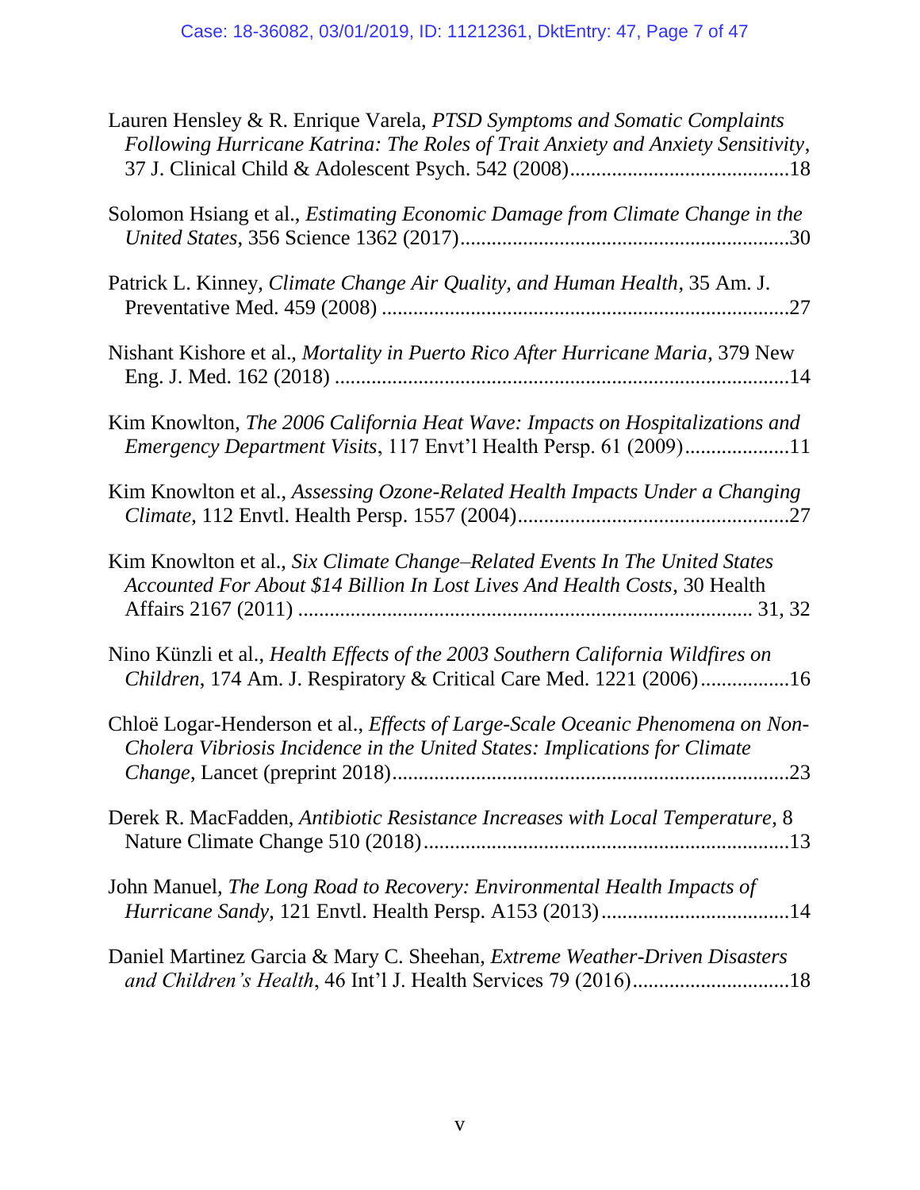Lauren Hensley & R. Enrique Varela, *PTSD Symptoms and Somatic Complaints Following Hurricane Katrina: The Roles of Trait Anxiety and Anxiety Sensitivity*, 37 J. Clinical Child & Adolescent Psych. 542 (2008)..........................................18

Solomon Hsiang et al., *Estimating Economic Damage from Climate Change in the United States*, 356 Science 1362 (2017)..............................................................30

Patrick L. Kinney, *Climate Change Air Quality, and Human Health*, 35 Am. J. Preventative Med. 459 (2008) ............................................................................27

Nishant Kishore et al., *Mortality in Puerto Rico After Hurricane Maria*, 379 New Eng. J. Med. 162 (2018) ......................................................................................14

Kim Knowlton, *The 2006 California Heat Wave: Impacts on Hospitalizations and Emergency Department Visits*, 117 Envt'l Health Persp. 61 (2009)....................11

Kim Knowlton et al., *Assessing Ozone-Related Health Impacts Under a Changing Climate*, 112 Envtl. Health Persp. 1557 (2004)...................................................27

Kim Knowlton et al., *Six Climate Change–Related Events In The United States Accounted For About $14 Billion In Lost Lives And Health Costs*, 30 Health Affairs 2167 (2011) .................................................................................... 31, 32

Nino Künzli et al., *Health Effects of the 2003 Southern California Wildfires on Children*, 174 Am. J. Respiratory & Critical Care Med. 1221 (2006).................16

Chloë Logar-Henderson et al., *Effects of Large-Scale Oceanic Phenomena on Non-Cholera Vibriosis Incidence in the United States: Implications for Climate Change*, Lancet (preprint 2018)...........................................................................23

Derek R. MacFadden, *Antibiotic Resistance Increases with Local Temperature*, 8 Nature Climate Change 510 (2018).....................................................................13

John Manuel, *The Long Road to Recovery: Environmental Health Impacts of Hurricane Sandy*, 121 Envtl. Health Persp. A153 (2013)....................................14

Daniel Martinez Garcia & Mary C. Sheehan, *Extreme Weather-Driven Disasters and Children's Health*, 46 Int'l J. Health Services 79 (2016)..............................18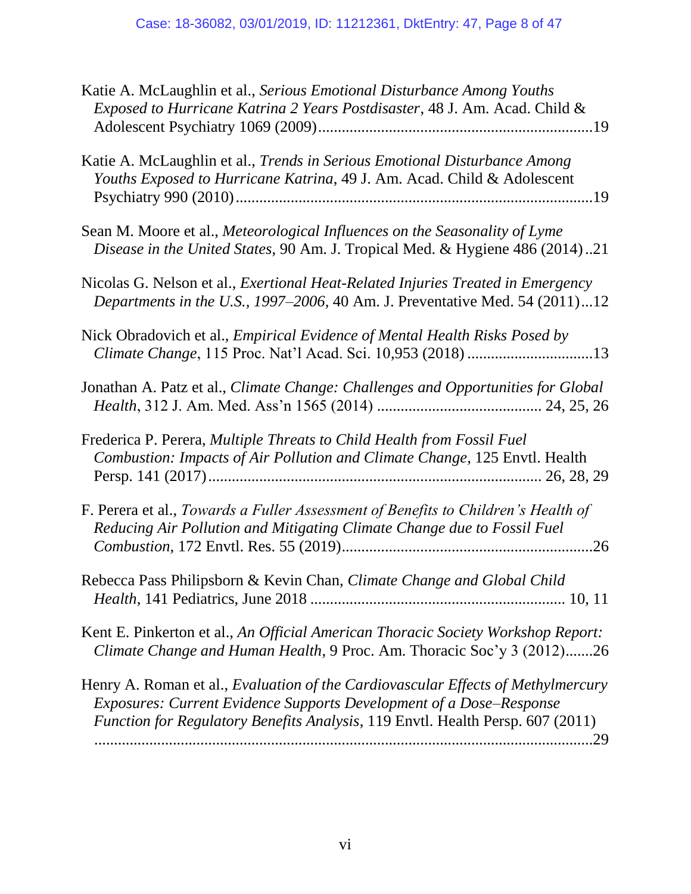Katie A. McLaughlin et al., *Serious Emotional Disturbance Among Youths Exposed to Hurricane Katrina 2 Years Postdisaster*, 48 J. Am. Acad. Child & Adolescent Psychiatry 1069 (2009) ....................................................................19

Katie A. McLaughlin et al., *Trends in Serious Emotional Disturbance Among Youths Exposed to Hurricane Katrina*, 49 J. Am. Acad. Child & Adolescent Psychiatry 990 (2010) ..........................................................................................19

Sean M. Moore et al., *Meteorological Influences on the Seasonality of Lyme Disease in the United States*, 90 Am. J. Tropical Med. & Hygiene 486 (2014) ..21

Nicolas G. Nelson et al., *Exertional Heat-Related Injuries Treated in Emergency Departments in the U.S., 1997–2006*, 40 Am. J. Preventative Med. 54 (2011)...12

Nick Obradovich et al., *Empirical Evidence of Mental Health Risks Posed by Climate Change*, 115 Proc. Nat'l Acad. Sci. 10,953 (2018) ...............................13

Jonathan A. Patz et al., *Climate Change: Challenges and Opportunities for Global Health*, 312 J. Am. Med. Ass'n 1565 (2014) ......................................... 24, 25, 26

Frederica P. Perera, *Multiple Threats to Child Health from Fossil Fuel Combustion: Impacts of Air Pollution and Climate Change*, 125 Envtl. Health Persp. 141 (2017).................................................................................. 26, 28, 29

F. Perera et al., *Towards a Fuller Assessment of Benefits to Children's Health of Reducing Air Pollution and Mitigating Climate Change due to Fossil Fuel Combustion*, 172 Envtl. Res. 55 (2019)................................................................26

Rebecca Pass Philipsborn & Kevin Chan, *Climate Change and Global Child Health*, 141 Pediatrics, June 2018 ................................................................ 10, 11

Kent E. Pinkerton et al., *An Official American Thoracic Society Workshop Report: Climate Change and Human Health*, 9 Proc. Am. Thoracic Soc'y 3 (2012).......26

Henry A. Roman et al., *Evaluation of the Cardiovascular Effects of Methylmercury Exposures: Current Evidence Supports Development of a Dose–Response Function for Regulatory Benefits Analysis*, 119 Envtl. Health Persp. 607 (2011) ..................................................................................................................29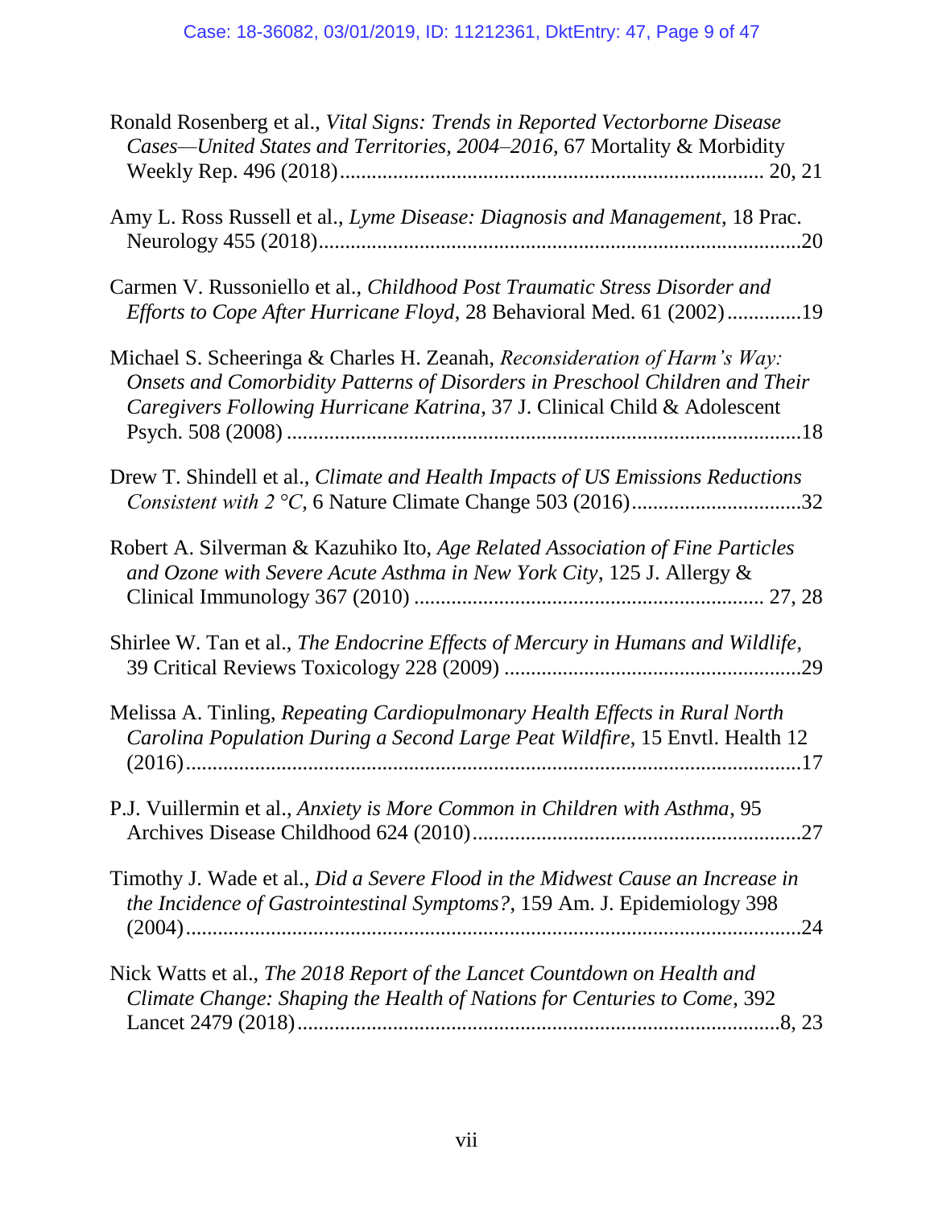Ronald Rosenberg et al., *Vital Signs: Trends in Reported Vectorborne Disease Cases—United States and Territories, 2004–2016*, 67 Mortality & Morbidity Weekly Rep. 496 (2018)............................................................................. 20, 21

Amy L. Ross Russell et al., *Lyme Disease: Diagnosis and Management*, 18 Prac. Neurology 455 (2018).........................................................................................20

Carmen V. Russoniello et al., *Childhood Post Traumatic Stress Disorder and Efforts to Cope After Hurricane Floyd*, 28 Behavioral Med. 61 (2002).............19

Michael S. Scheeringa & Charles H. Zeanah, *Reconsideration of Harm's Way: Onsets and Comorbidity Patterns of Disorders in Preschool Children and Their Caregivers Following Hurricane Katrina*, 37 J. Clinical Child & Adolescent Psych. 508 (2008) ................................................................................................18

Drew T. Shindell et al., *Climate and Health Impacts of US Emissions Reductions Consistent with 2 °C*, 6 Nature Climate Change 503 (2016)................................32

Robert A. Silverman & Kazuhiko Ito, *Age Related Association of Fine Particles and Ozone with Severe Acute Asthma in New York City*, 125 J. Allergy & Clinical Immunology 367 (2010) ................................................................ 27, 28

Shirlee W. Tan et al., *The Endocrine Effects of Mercury in Humans and Wildlife*, 39 Critical Reviews Toxicology 228 (2009) .......................................................29

Melissa A. Tinling, *Repeating Cardiopulmonary Health Effects in Rural North Carolina Population During a Second Large Peat Wildfire*, 15 Envtl. Health 12 (2016)....................................................................................................................17

P.J. Vuillermin et al., *Anxiety is More Common in Children with Asthma*, 95 Archives Disease Childhood 624 (2010).............................................................27

Timothy J. Wade et al., *Did a Severe Flood in the Midwest Cause an Increase in the Incidence of Gastrointestinal Symptoms?*, 159 Am. J. Epidemiology 398 (2004)....................................................................................................................24

Nick Watts et al., *The 2018 Report of the Lancet Countdown on Health and Climate Change: Shaping the Health of Nations for Centuries to Come*, 392 Lancet 2479 (2018)..........................................................................................8, 23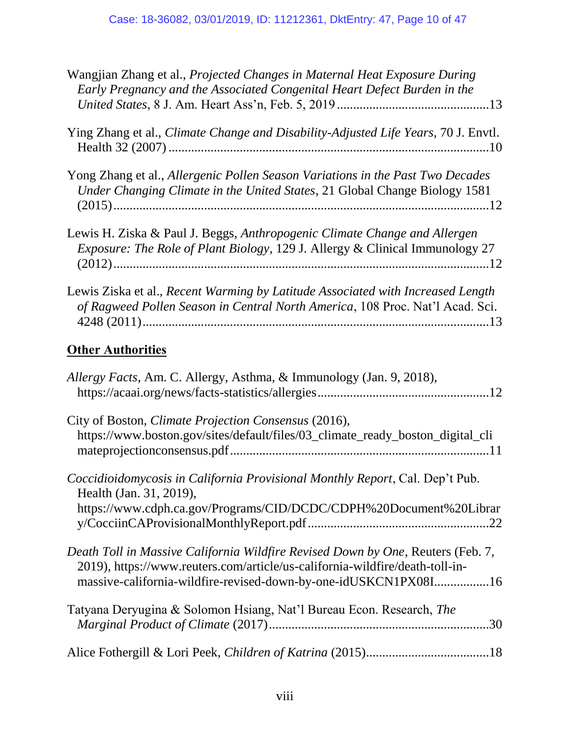Wangjian Zhang et al., *Projected Changes in Maternal Heat Exposure During Early Pregnancy and the Associated Congenital Heart Defect Burden in the United States*, 8 J. Am. Heart Ass'n, Feb. 5, 2019 ............................................. 13

Ying Zhang et al., *Climate Change and Disability-Adjusted Life Years*, 70 J. Envtl. Health 32 (2007) ................................................................................................ 10

Yong Zhang et al., *Allergenic Pollen Season Variations in the Past Two Decades Under Changing Climate in the United States*, 21 Global Change Biology 1581 (2015) .................................................................................................................. 12

Lewis H. Ziska & Paul J. Beggs, *Anthropogenic Climate Change and Allergen Exposure: The Role of Plant Biology*, 129 J. Allergy & Clinical Immunology 27 (2012) .................................................................................................................. 12

Lewis Ziska et al., *Recent Warming by Latitude Associated with Increased Length of Ragweed Pollen Season in Central North America*, 108 Proc. Nat'l Acad. Sci. 4248 (2011) ......................................................................................................... 13

## Other Authorities

*Allergy Facts*, Am. C. Allergy, Asthma, & Immunology (Jan. 9, 2018), https://acaai.org/news/facts-statistics/allergies ................................................... 12

City of Boston, *Climate Projection Consensus* (2016), https://www.boston.gov/sites/default/files/03_climate_ready_boston_digital_climateprojectionconsensus.pdf .............................................................................. 11

*Coccidioidomycosis in California Provisional Monthly Report*, Cal. Dep't Pub. Health (Jan. 31, 2019), https://www.cdph.ca.gov/Programs/CID/DCDC/CDPH%20Document%20Library/CocciinCAProvisionalMonthlyReport.pdf ...................................................... 22

*Death Toll in Massive California Wildfire Revised Down by One*, Reuters (Feb. 7, 2019), https://www.reuters.com/article/us-california-wildfire/death-toll-in-massive-california-wildfire-revised-down-by-one-idUSKCN1PX08I ................ 16

Tatyana Deryugina & Solomon Hsiang, Nat'l Bureau Econ. Research, *The Marginal Product of Climate* (2017) .................................................................. 30

Alice Fothergill & Lori Peek, *Children of Katrina* (2015) ..................................... 18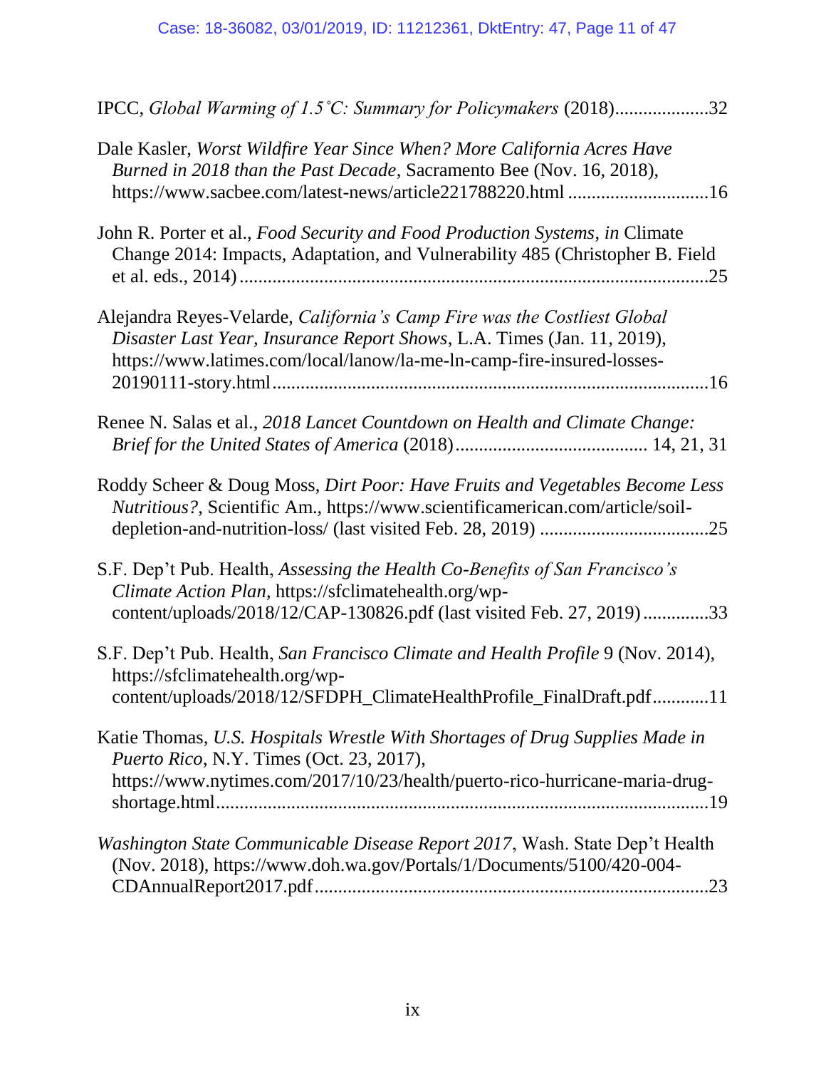IPCC, *Global Warming of 1.5˚C: Summary for Policymakers* (2018)....................32

Dale Kasler, *Worst Wildfire Year Since When? More California Acres Have Burned in 2018 than the Past Decade*, Sacramento Bee (Nov. 16, 2018), https://www.sacbee.com/latest-news/article221788220.html ..............................16

John R. Porter et al., *Food Security and Food Production Systems*, *in* Climate Change 2014: Impacts, Adaptation, and Vulnerability 485 (Christopher B. Field et al. eds., 2014)....................................................................................................25

Alejandra Reyes-Velarde, *California's Camp Fire was the Costliest Global Disaster Last Year, Insurance Report Shows*, L.A. Times (Jan. 11, 2019), https://www.latimes.com/local/lanow/la-me-ln-camp-fire-insured-losses-20190111-story.html...........................................................................................16

Renee N. Salas et al., *2018 Lancet Countdown on Health and Climate Change: Brief for the United States of America* (2018)........................................ 14, 21, 31

Roddy Scheer & Doug Moss, *Dirt Poor: Have Fruits and Vegetables Become Less Nutritious?,* Scientific Am., https://www.scientificamerican.com/article/soil-depletion-and-nutrition-loss/ (last visited Feb. 28, 2019) ....................................25

S.F. Dep't Pub. Health, *Assessing the Health Co-Benefits of San Francisco's Climate Action Plan*, https://sfclimatehealth.org/wp-content/uploads/2018/12/CAP-130826.pdf (last visited Feb. 27, 2019)..............33

S.F. Dep't Pub. Health, *San Francisco Climate and Health Profile* 9 (Nov. 2014), https://sfclimatehealth.org/wp-content/uploads/2018/12/SFDPH_ClimateHealthProfile_FinalDraft.pdf............11

Katie Thomas, *U.S. Hospitals Wrestle With Shortages of Drug Supplies Made in Puerto Rico*, N.Y. Times (Oct. 23, 2017), https://www.nytimes.com/2017/10/23/health/puerto-rico-hurricane-maria-drug-shortage.html.......................................................................................................19

*Washington State Communicable Disease Report 2017*, Wash. State Dep't Health (Nov. 2018), https://www.doh.wa.gov/Portals/1/Documents/5100/420-004-CDAnnualReport2017.pdf...................................................................................23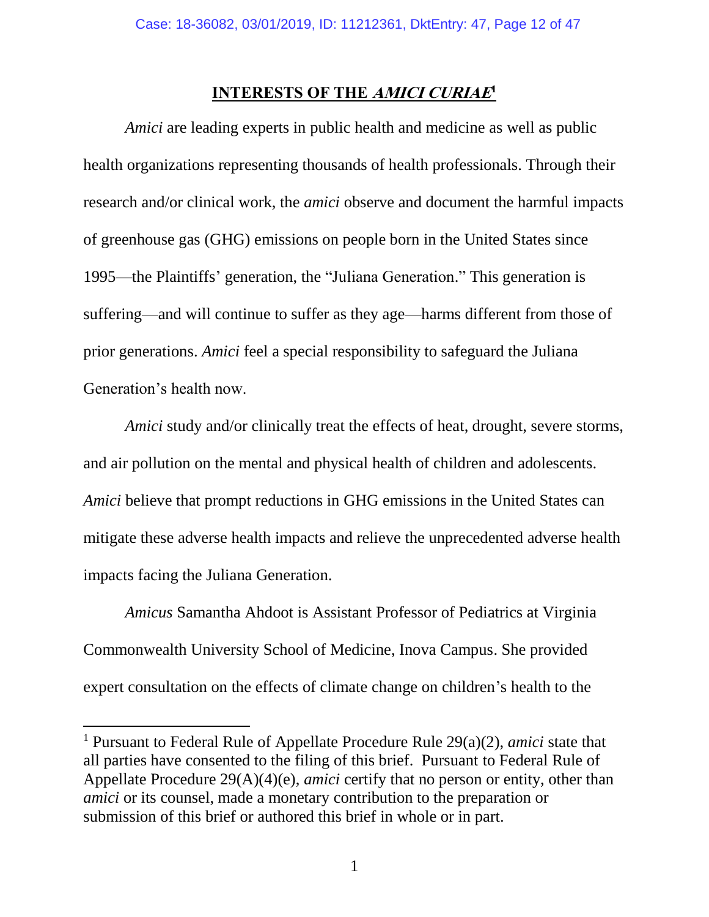## INTERESTS OF THE *AMICI CURIAE*[1]

*Amici* are leading experts in public health and medicine as well as public health organizations representing thousands of health professionals. Through their research and/or clinical work, the *amici* observe and document the harmful impacts of greenhouse gas (GHG) emissions on people born in the United States since 1995—the Plaintiffs' generation, the "Juliana Generation." This generation is suffering—and will continue to suffer as they age—harms different from those of prior generations. *Amici* feel a special responsibility to safeguard the Juliana Generation's health now.

*Amici* study and/or clinically treat the effects of heat, drought, severe storms, and air pollution on the mental and physical health of children and adolescents. *Amici* believe that prompt reductions in GHG emissions in the United States can mitigate these adverse health impacts and relieve the unprecedented adverse health impacts facing the Juliana Generation.

*Amicus* Samantha Ahdoot is Assistant Professor of Pediatrics at Virginia Commonwealth University School of Medicine, Inova Campus. She provided expert consultation on the effects of climate change on children's health to the

---

[1] Pursuant to Federal Rule of Appellate Procedure Rule 29(a)(2), *amici* state that all parties have consented to the filing of this brief. Pursuant to Federal Rule of Appellate Procedure 29(A)(4)(e), *amici* certify that no person or entity, other than *amici* or its counsel, made a monetary contribution to the preparation or submission of this brief or authored this brief in whole or in part.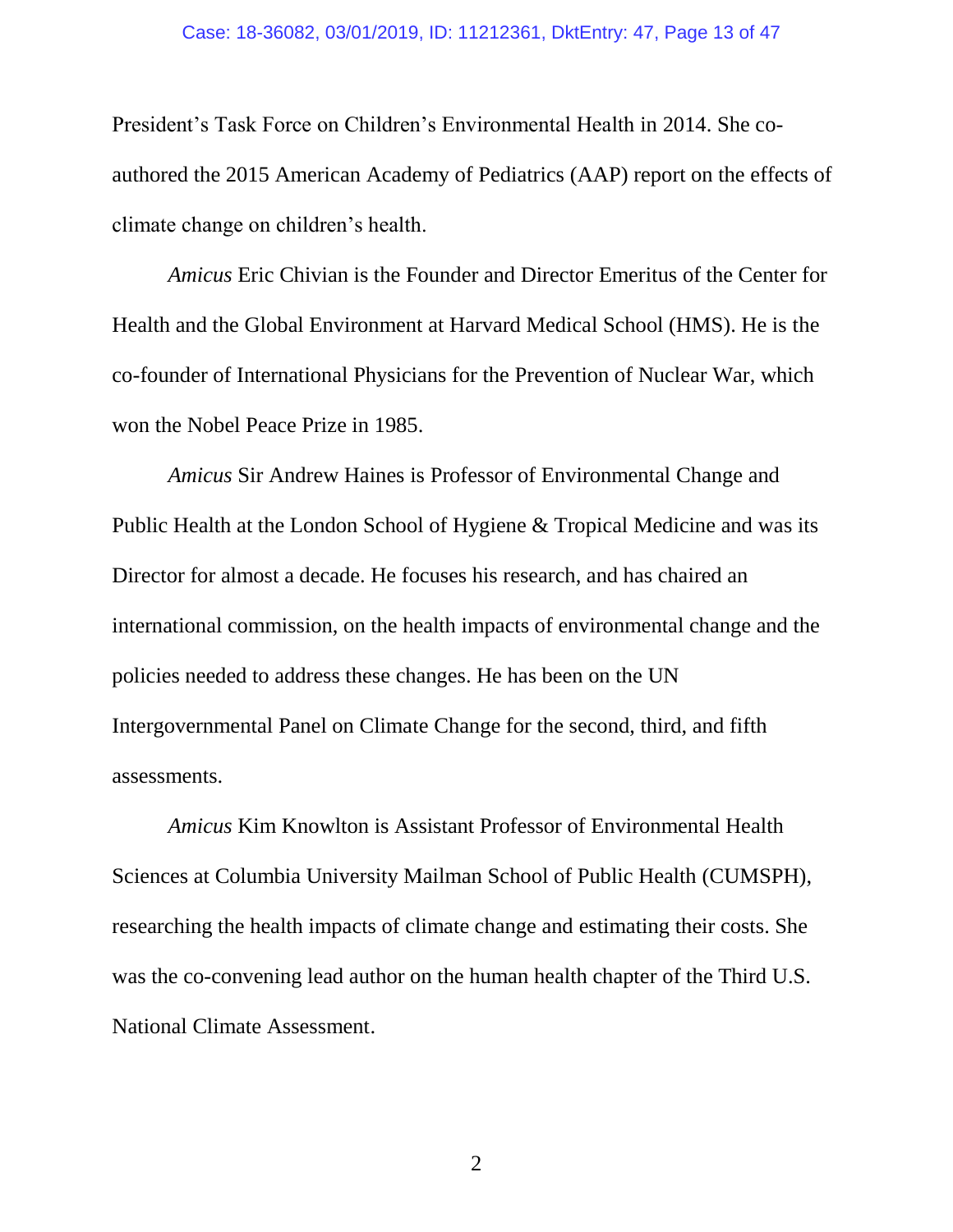President's Task Force on Children's Environmental Health in 2014. She co-authored the 2015 American Academy of Pediatrics (AAP) report on the effects of climate change on children's health.

*Amicus* Eric Chivian is the Founder and Director Emeritus of the Center for Health and the Global Environment at Harvard Medical School (HMS). He is the co-founder of International Physicians for the Prevention of Nuclear War, which won the Nobel Peace Prize in 1985.

*Amicus* Sir Andrew Haines is Professor of Environmental Change and Public Health at the London School of Hygiene & Tropical Medicine and was its Director for almost a decade. He focuses his research, and has chaired an international commission, on the health impacts of environmental change and the policies needed to address these changes. He has been on the UN Intergovernmental Panel on Climate Change for the second, third, and fifth assessments.

*Amicus* Kim Knowlton is Assistant Professor of Environmental Health Sciences at Columbia University Mailman School of Public Health (CUMSPH), researching the health impacts of climate change and estimating their costs. She was the co-convening lead author on the human health chapter of the Third U.S. National Climate Assessment.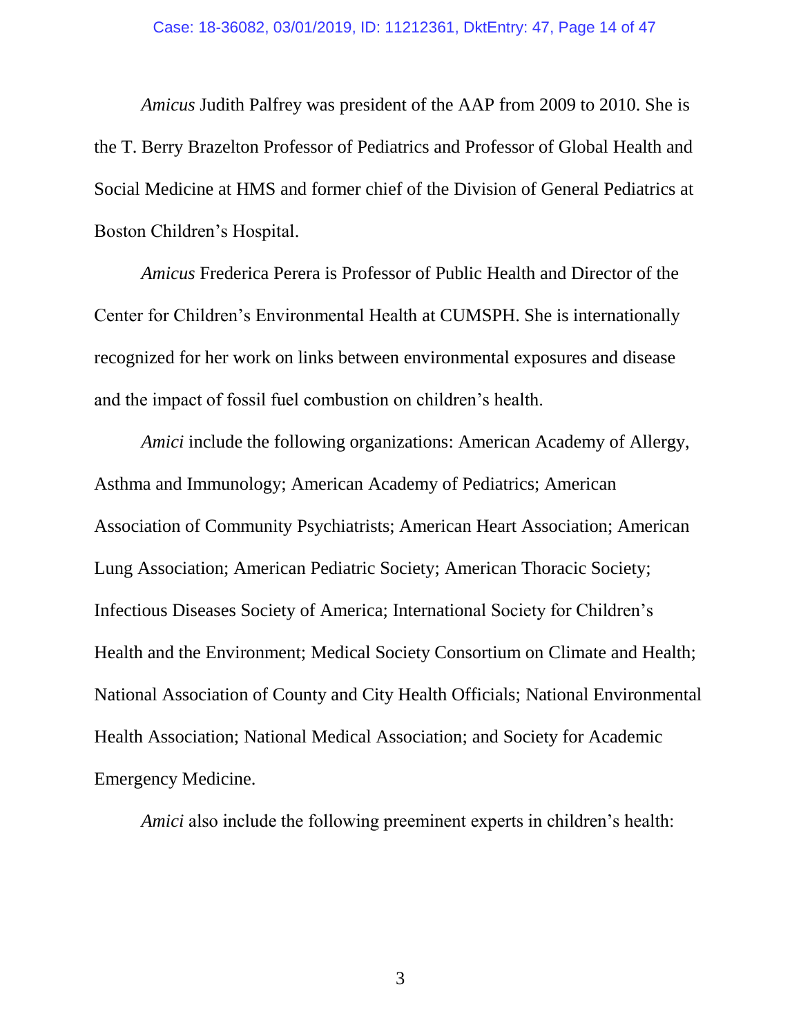*Amicus* Judith Palfrey was president of the AAP from 2009 to 2010. She is the T. Berry Brazelton Professor of Pediatrics and Professor of Global Health and Social Medicine at HMS and former chief of the Division of General Pediatrics at Boston Children's Hospital.

*Amicus* Frederica Perera is Professor of Public Health and Director of the Center for Children's Environmental Health at CUMSPH. She is internationally recognized for her work on links between environmental exposures and disease and the impact of fossil fuel combustion on children's health.

*Amici* include the following organizations: American Academy of Allergy, Asthma and Immunology; American Academy of Pediatrics; American Association of Community Psychiatrists; American Heart Association; American Lung Association; American Pediatric Society; American Thoracic Society; Infectious Diseases Society of America; International Society for Children's Health and the Environment; Medical Society Consortium on Climate and Health; National Association of County and City Health Officials; National Environmental Health Association; National Medical Association; and Society for Academic Emergency Medicine.

*Amici* also include the following preeminent experts in children's health: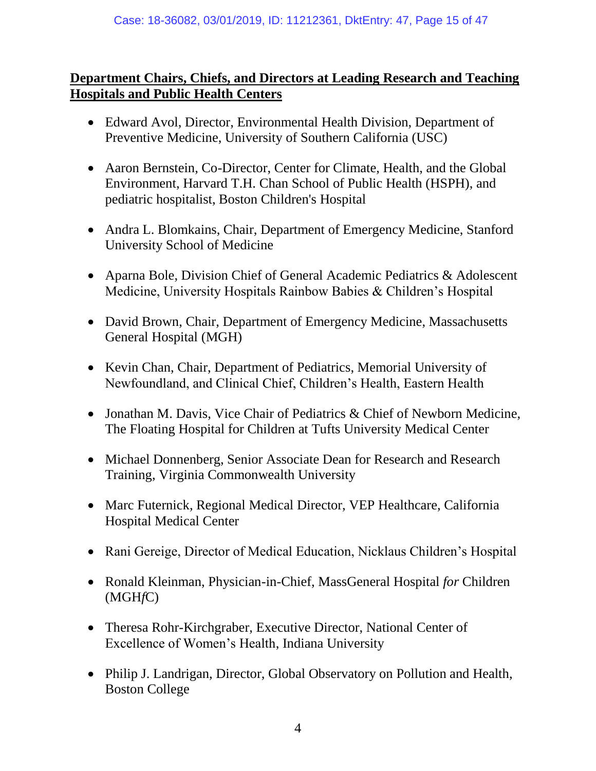**<u>Department Chairs, Chiefs, and Directors at Leading Research and Teaching Hospitals and Public Health Centers</u>**

- Edward Avol, Director, Environmental Health Division, Department of Preventive Medicine, University of Southern California (USC)
- Aaron Bernstein, Co-Director, Center for Climate, Health, and the Global Environment, Harvard T.H. Chan School of Public Health (HSPH), and pediatric hospitalist, Boston Children's Hospital
- Andra L. Blomkains, Chair, Department of Emergency Medicine, Stanford University School of Medicine
- Aparna Bole, Division Chief of General Academic Pediatrics & Adolescent Medicine, University Hospitals Rainbow Babies & Children's Hospital
- David Brown, Chair, Department of Emergency Medicine, Massachusetts General Hospital (MGH)
- Kevin Chan, Chair, Department of Pediatrics, Memorial University of Newfoundland, and Clinical Chief, Children's Health, Eastern Health
- Jonathan M. Davis, Vice Chair of Pediatrics & Chief of Newborn Medicine, The Floating Hospital for Children at Tufts University Medical Center
- Michael Donnenberg, Senior Associate Dean for Research and Research Training, Virginia Commonwealth University
- Marc Futernick, Regional Medical Director, VEP Healthcare, California Hospital Medical Center
- Rani Gereige, Director of Medical Education, Nicklaus Children's Hospital
- Ronald Kleinman, Physician-in-Chief, MassGeneral Hospital *for* Children (MGH*f*C)
- Theresa Rohr-Kirchgraber, Executive Director, National Center of Excellence of Women's Health, Indiana University
- Philip J. Landrigan, Director, Global Observatory on Pollution and Health, Boston College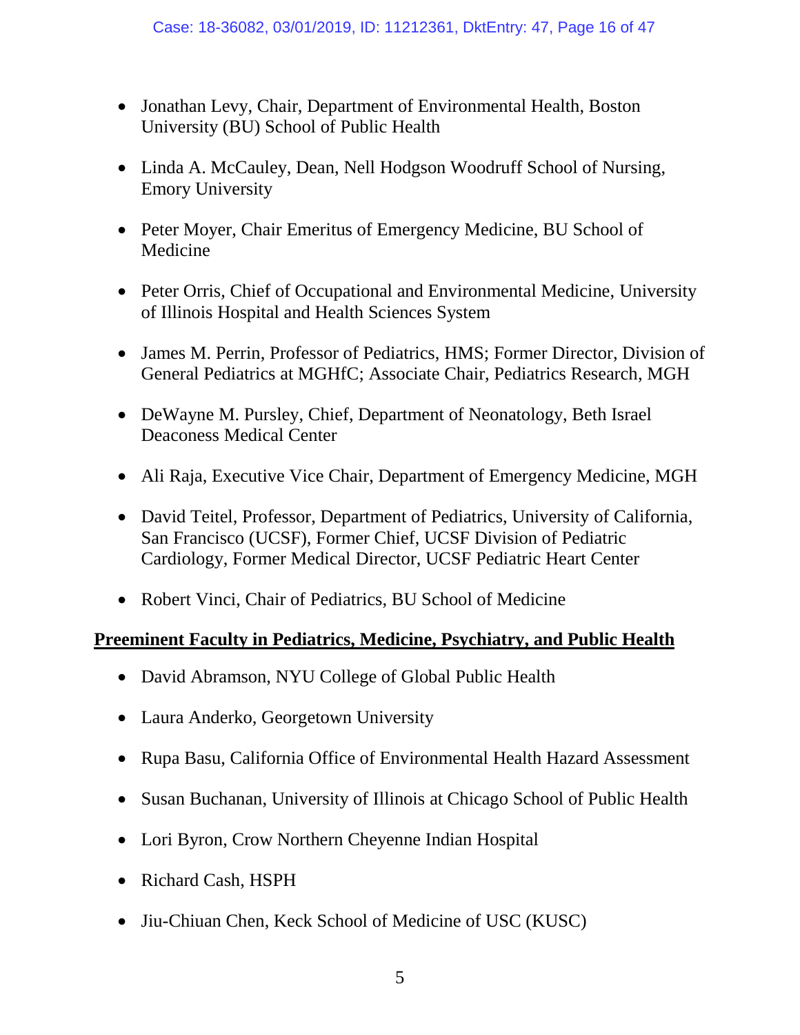- Jonathan Levy, Chair, Department of Environmental Health, Boston University (BU) School of Public Health

- Linda A. McCauley, Dean, Nell Hodgson Woodruff School of Nursing, Emory University

- Peter Moyer, Chair Emeritus of Emergency Medicine, BU School of Medicine

- Peter Orris, Chief of Occupational and Environmental Medicine, University of Illinois Hospital and Health Sciences System

- James M. Perrin, Professor of Pediatrics, HMS; Former Director, Division of General Pediatrics at MGHfC; Associate Chair, Pediatrics Research, MGH

- DeWayne M. Pursley, Chief, Department of Neonatology, Beth Israel Deaconess Medical Center

- Ali Raja, Executive Vice Chair, Department of Emergency Medicine, MGH

- David Teitel, Professor, Department of Pediatrics, University of California, San Francisco (UCSF), Former Chief, UCSF Division of Pediatric Cardiology, Former Medical Director, UCSF Pediatric Heart Center

- Robert Vinci, Chair of Pediatrics, BU School of Medicine

**<u>Preeminent Faculty in Pediatrics, Medicine, Psychiatry, and Public Health</u>**

- David Abramson, NYU College of Global Public Health

- Laura Anderko, Georgetown University

- Rupa Basu, California Office of Environmental Health Hazard Assessment

- Susan Buchanan, University of Illinois at Chicago School of Public Health

- Lori Byron, Crow Northern Cheyenne Indian Hospital

- Richard Cash, HSPH

- Jiu-Chiuan Chen, Keck School of Medicine of USC (KUSC)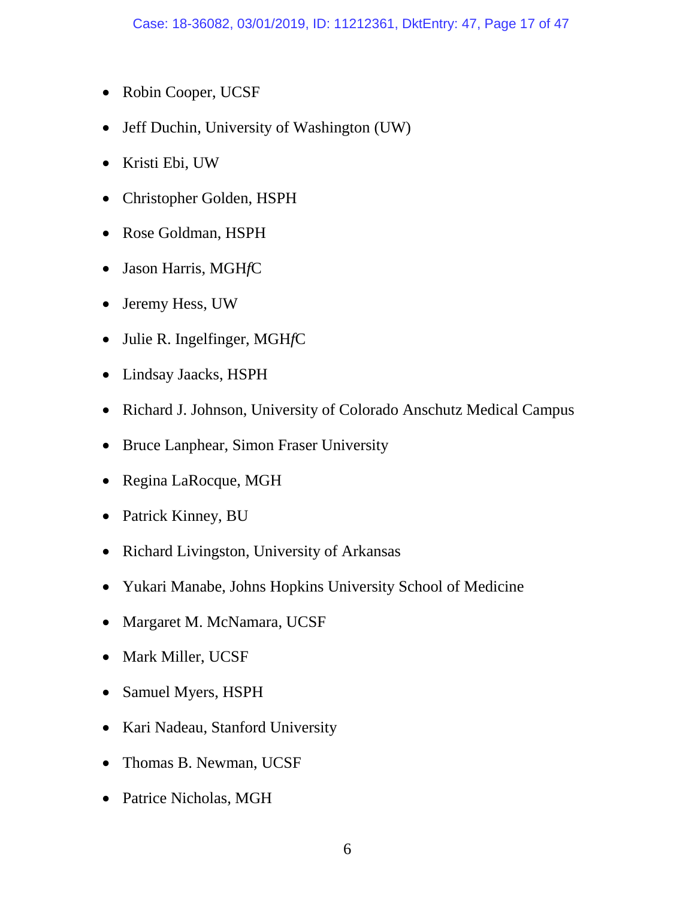- Robin Cooper, UCSF
- Jeff Duchin, University of Washington (UW)
- Kristi Ebi, UW
- Christopher Golden, HSPH
- Rose Goldman, HSPH
- Jason Harris, MGH*f*C
- Jeremy Hess, UW
- Julie R. Ingelfinger, MGH*f*C
- Lindsay Jaacks, HSPH
- Richard J. Johnson, University of Colorado Anschutz Medical Campus
- Bruce Lanphear, Simon Fraser University
- Regina LaRocque, MGH
- Patrick Kinney, BU
- Richard Livingston, University of Arkansas
- Yukari Manabe, Johns Hopkins University School of Medicine
- Margaret M. McNamara, UCSF
- Mark Miller, UCSF
- Samuel Myers, HSPH
- Kari Nadeau, Stanford University
- Thomas B. Newman, UCSF
- Patrice Nicholas, MGH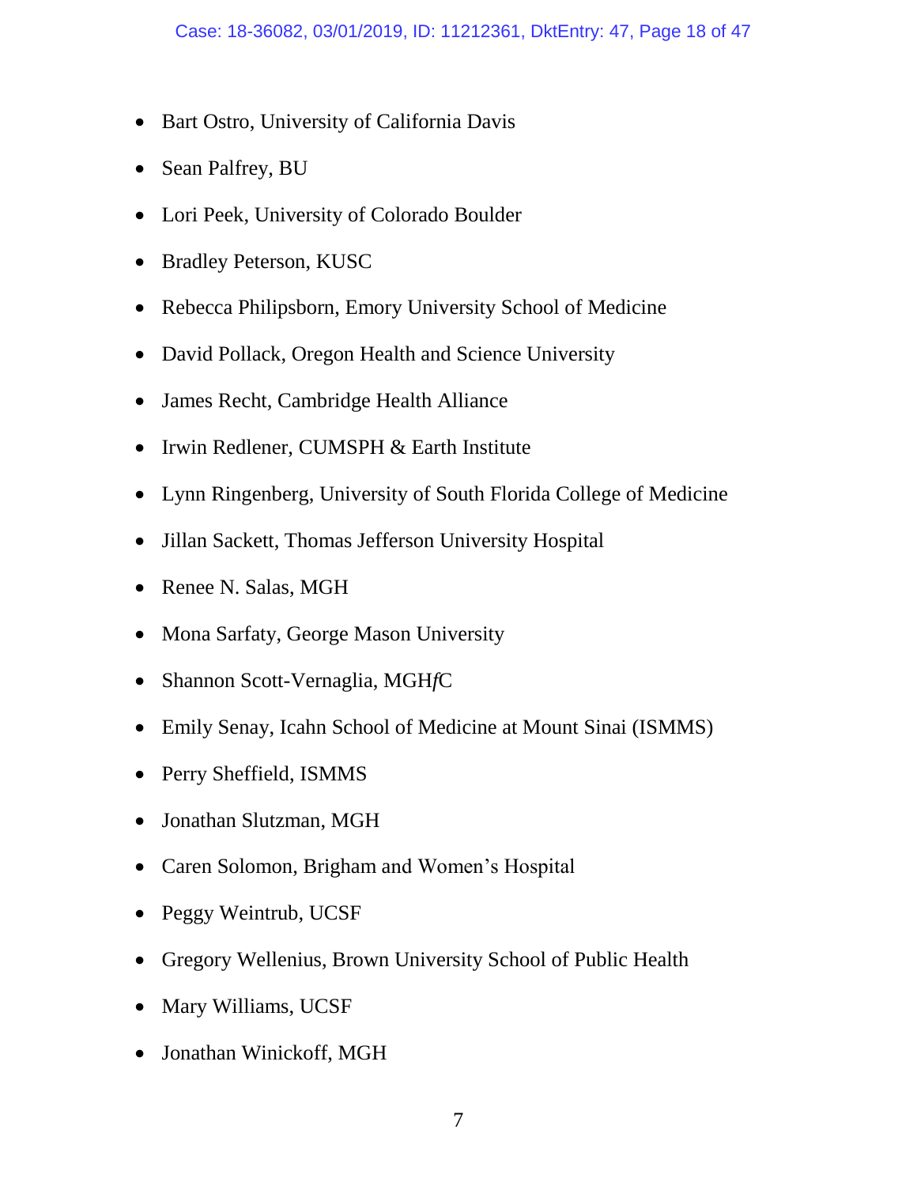- Bart Ostro, University of California Davis
- Sean Palfrey, BU
- Lori Peek, University of Colorado Boulder
- Bradley Peterson, KUSC
- Rebecca Philipsborn, Emory University School of Medicine
- David Pollack, Oregon Health and Science University
- James Recht, Cambridge Health Alliance
- Irwin Redlener, CUMSPH & Earth Institute
- Lynn Ringenberg, University of South Florida College of Medicine
- Jillan Sackett, Thomas Jefferson University Hospital
- Renee N. Salas, MGH
- Mona Sarfaty, George Mason University
- Shannon Scott-Vernaglia, MGH*f*C
- Emily Senay, Icahn School of Medicine at Mount Sinai (ISMMS)
- Perry Sheffield, ISMMS
- Jonathan Slutzman, MGH
- Caren Solomon, Brigham and Women's Hospital
- Peggy Weintrub, UCSF
- Gregory Wellenius, Brown University School of Public Health
- Mary Williams, UCSF
- Jonathan Winickoff, MGH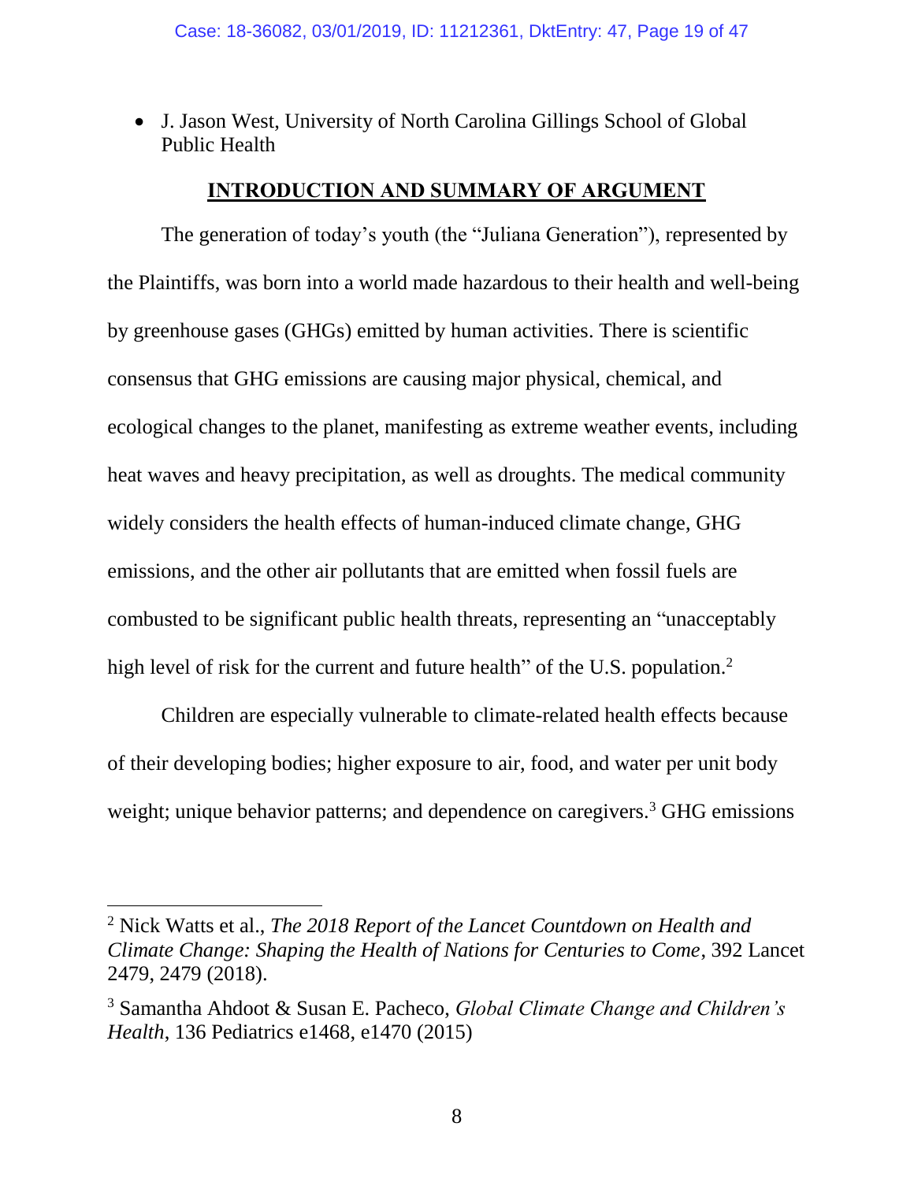- J. Jason West, University of North Carolina Gillings School of Global Public Health

## INTRODUCTION AND SUMMARY OF ARGUMENT

The generation of today's youth (the "Juliana Generation"), represented by the Plaintiffs, was born into a world made hazardous to their health and well-being by greenhouse gases (GHGs) emitted by human activities. There is scientific consensus that GHG emissions are causing major physical, chemical, and ecological changes to the planet, manifesting as extreme weather events, including heat waves and heavy precipitation, as well as droughts. The medical community widely considers the health effects of human-induced climate change, GHG emissions, and the other air pollutants that are emitted when fossil fuels are combusted to be significant public health threats, representing an "unacceptably high level of risk for the current and future health" of the U.S. population.[2]

Children are especially vulnerable to climate-related health effects because of their developing bodies; higher exposure to air, food, and water per unit body weight; unique behavior patterns; and dependence on caregivers.[3] GHG emissions

---

[2] Nick Watts et al., *The 2018 Report of the Lancet Countdown on Health and Climate Change: Shaping the Health of Nations for Centuries to Come*, 392 Lancet 2479, 2479 (2018).

[3] Samantha Ahdoot & Susan E. Pacheco, *Global Climate Change and Children's Health*, 136 Pediatrics e1468, e1470 (2015)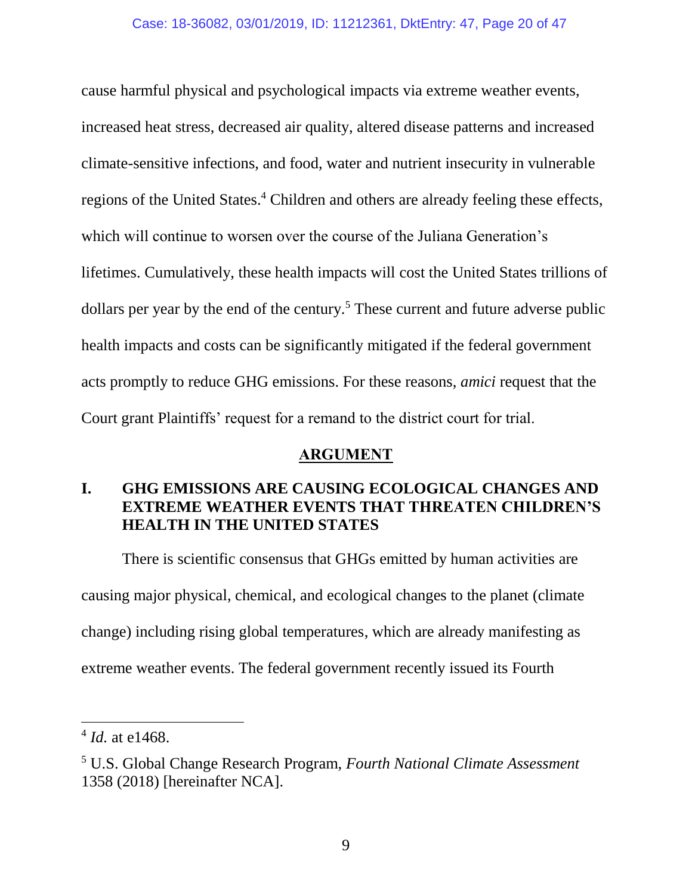cause harmful physical and psychological impacts via extreme weather events, increased heat stress, decreased air quality, altered disease patterns and increased climate-sensitive infections, and food, water and nutrient insecurity in vulnerable regions of the United States.[4] Children and others are already feeling these effects, which will continue to worsen over the course of the Juliana Generation's lifetimes. Cumulatively, these health impacts will cost the United States trillions of dollars per year by the end of the century.[5] These current and future adverse public health impacts and costs can be significantly mitigated if the federal government acts promptly to reduce GHG emissions. For these reasons, *amici* request that the Court grant Plaintiffs' request for a remand to the district court for trial.

## ARGUMENT

### I. GHG EMISSIONS ARE CAUSING ECOLOGICAL CHANGES AND EXTREME WEATHER EVENTS THAT THREATEN CHILDREN'S HEALTH IN THE UNITED STATES

There is scientific consensus that GHGs emitted by human activities are causing major physical, chemical, and ecological changes to the planet (climate change) including rising global temperatures, which are already manifesting as extreme weather events. The federal government recently issued its Fourth

---

[4] *Id.* at e1468.

[5] U.S. Global Change Research Program, *Fourth National Climate Assessment* 1358 (2018) [hereinafter NCA].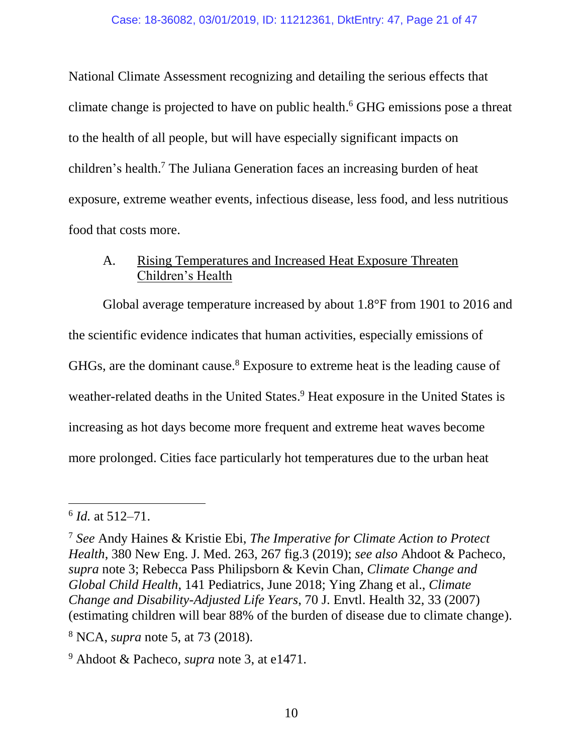National Climate Assessment recognizing and detailing the serious effects that climate change is projected to have on public health.[6] GHG emissions pose a threat to the health of all people, but will have especially significant impacts on children's health.[7] The Juliana Generation faces an increasing burden of heat exposure, extreme weather events, infectious disease, less food, and less nutritious food that costs more.

### A. Rising Temperatures and Increased Heat Exposure Threaten Children's Health

Global average temperature increased by about 1.8°F from 1901 to 2016 and the scientific evidence indicates that human activities, especially emissions of GHGs, are the dominant cause.[8] Exposure to extreme heat is the leading cause of weather-related deaths in the United States.[9] Heat exposure in the United States is increasing as hot days become more frequent and extreme heat waves become more prolonged. Cities face particularly hot temperatures due to the urban heat

---

[6] *Id.* at 512–71.

[7] *See* Andy Haines & Kristie Ebi, *The Imperative for Climate Action to Protect Health*, 380 New Eng. J. Med. 263, 267 fig.3 (2019); *see also* Ahdoot & Pacheco, *supra* note 3; Rebecca Pass Philipsborn & Kevin Chan, *Climate Change and Global Child Health*, 141 Pediatrics, June 2018; Ying Zhang et al., *Climate Change and Disability-Adjusted Life Years*, 70 J. Envtl. Health 32, 33 (2007) (estimating children will bear 88% of the burden of disease due to climate change).

[8] NCA, *supra* note 5, at 73 (2018).

[9] Ahdoot & Pacheco, *supra* note 3, at e1471.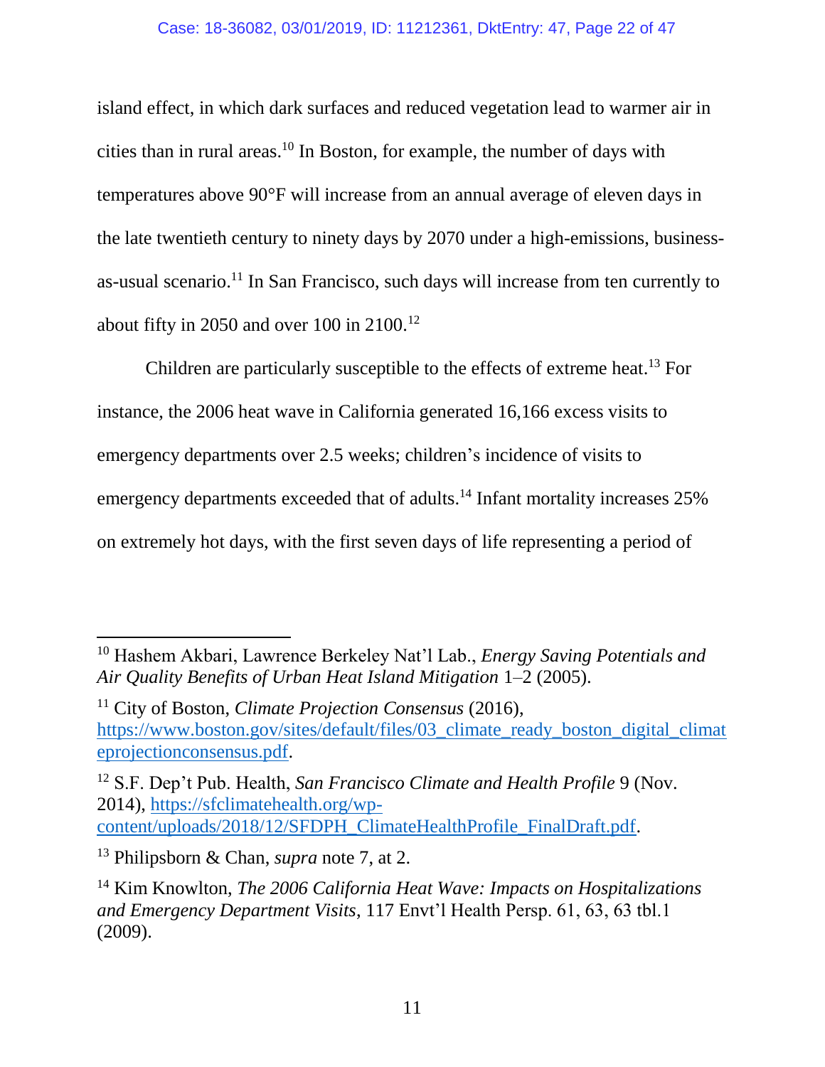island effect, in which dark surfaces and reduced vegetation lead to warmer air in cities than in rural areas.[10] In Boston, for example, the number of days with temperatures above 90°F will increase from an annual average of eleven days in the late twentieth century to ninety days by 2070 under a high-emissions, business-as-usual scenario.[11] In San Francisco, such days will increase from ten currently to about fifty in 2050 and over 100 in 2100.[12]

Children are particularly susceptible to the effects of extreme heat.[13] For instance, the 2006 heat wave in California generated 16,166 excess visits to emergency departments over 2.5 weeks; children's incidence of visits to emergency departments exceeded that of adults.[14] Infant mortality increases 25% on extremely hot days, with the first seven days of life representing a period of

---

[10] Hashem Akbari, Lawrence Berkeley Nat'l Lab., *Energy Saving Potentials and Air Quality Benefits of Urban Heat Island Mitigation* 1–2 (2005).

[11] City of Boston, *Climate Projection Consensus* (2016), https://www.boston.gov/sites/default/files/03_climate_ready_boston_digital_climateprojectionconsensus.pdf.

[12] S.F. Dep't Pub. Health, *San Francisco Climate and Health Profile* 9 (Nov. 2014), https://sfclimatehealth.org/wp-content/uploads/2018/12/SFDPH_ClimateHealthProfile_FinalDraft.pdf.

[13] Philipsborn & Chan, *supra* note 7, at 2.

[14] Kim Knowlton, *The 2006 California Heat Wave: Impacts on Hospitalizations and Emergency Department Visits*, 117 Envt'l Health Persp. 61, 63, 63 tbl.1 (2009).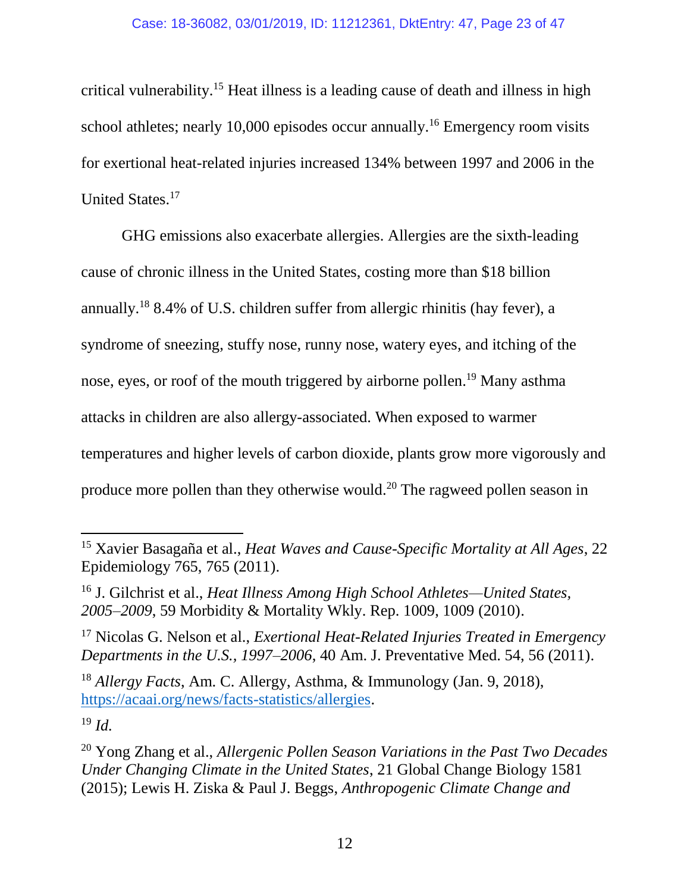critical vulnerability.[15] Heat illness is a leading cause of death and illness in high school athletes; nearly 10,000 episodes occur annually.[16] Emergency room visits for exertional heat-related injuries increased 134% between 1997 and 2006 in the United States.[17]

GHG emissions also exacerbate allergies. Allergies are the sixth-leading cause of chronic illness in the United States, costing more than $18 billion annually.[18] 8.4% of U.S. children suffer from allergic rhinitis (hay fever), a syndrome of sneezing, stuffy nose, runny nose, watery eyes, and itching of the nose, eyes, or roof of the mouth triggered by airborne pollen.[19] Many asthma attacks in children are also allergy-associated. When exposed to warmer temperatures and higher levels of carbon dioxide, plants grow more vigorously and produce more pollen than they otherwise would.[20] The ragweed pollen season in

---

[15] Xavier Basagaña et al., *Heat Waves and Cause-Specific Mortality at All Ages*, 22 Epidemiology 765, 765 (2011).

[16] J. Gilchrist et al., *Heat Illness Among High School Athletes—United States, 2005–2009*, 59 Morbidity & Mortality Wkly. Rep. 1009, 1009 (2010).

[17] Nicolas G. Nelson et al., *Exertional Heat-Related Injuries Treated in Emergency Departments in the U.S., 1997–2006*, 40 Am. J. Preventative Med. 54, 56 (2011).

[18] *Allergy Facts*, Am. C. Allergy, Asthma, & Immunology (Jan. 9, 2018), https://acaai.org/news/facts-statistics/allergies.

[19] *Id.*

[20] Yong Zhang et al., *Allergenic Pollen Season Variations in the Past Two Decades Under Changing Climate in the United States*, 21 Global Change Biology 1581 (2015); Lewis H. Ziska & Paul J. Beggs, *Anthropogenic Climate Change and*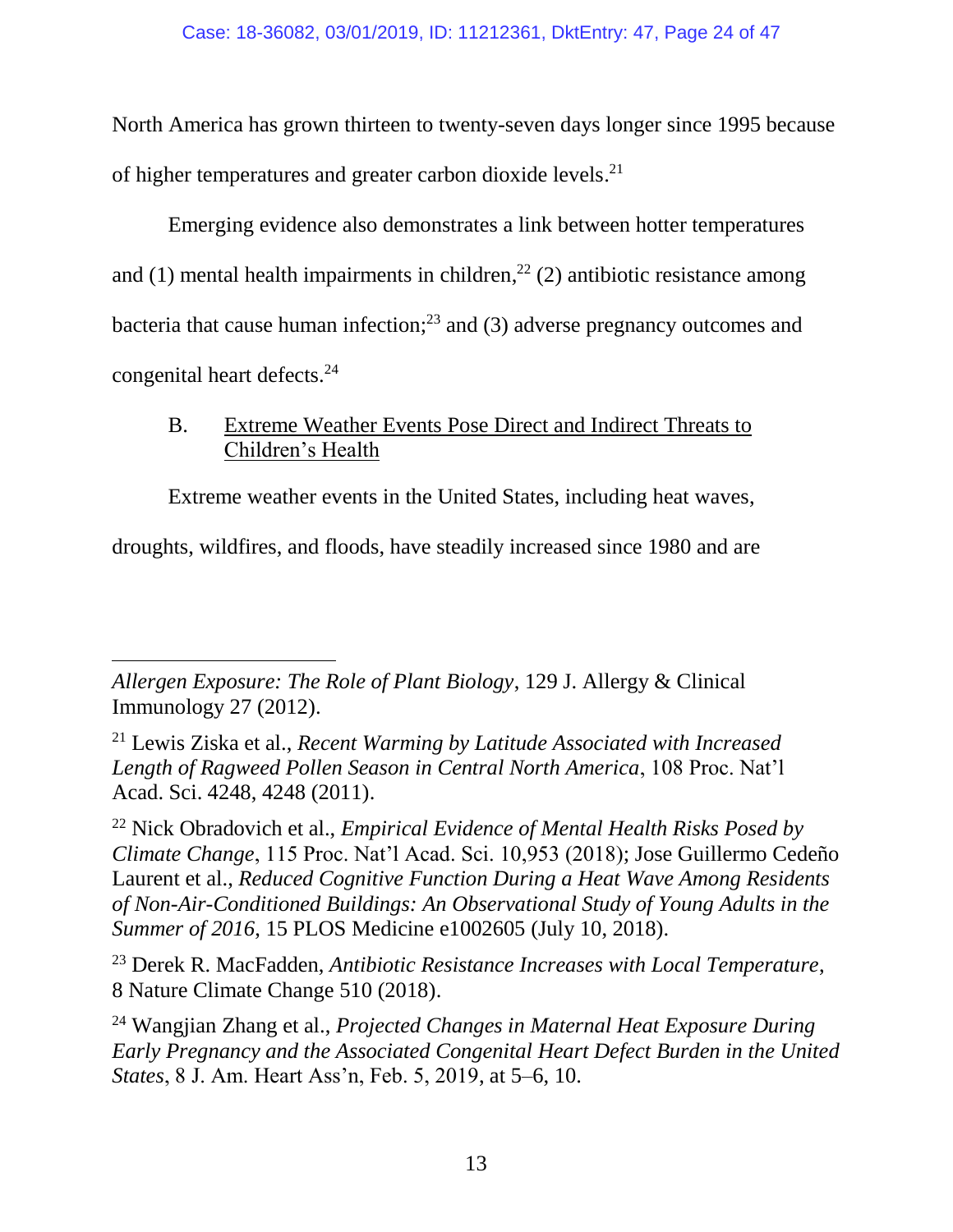North America has grown thirteen to twenty-seven days longer since 1995 because of higher temperatures and greater carbon dioxide levels.[21]

Emerging evidence also demonstrates a link between hotter temperatures and (1) mental health impairments in children,[22] (2) antibiotic resistance among bacteria that cause human infection;[23] and (3) adverse pregnancy outcomes and congenital heart defects.[24]

### B. Extreme Weather Events Pose Direct and Indirect Threats to Children's Health

Extreme weather events in the United States, including heat waves, droughts, wildfires, and floods, have steadily increased since 1980 and are

---

*Allergen Exposure: The Role of Plant Biology*, 129 J. Allergy & Clinical Immunology 27 (2012).

[21] Lewis Ziska et al., *Recent Warming by Latitude Associated with Increased Length of Ragweed Pollen Season in Central North America*, 108 Proc. Nat'l Acad. Sci. 4248, 4248 (2011).

[22] Nick Obradovich et al., *Empirical Evidence of Mental Health Risks Posed by Climate Change*, 115 Proc. Nat'l Acad. Sci. 10,953 (2018); Jose Guillermo Cedeño Laurent et al., *Reduced Cognitive Function During a Heat Wave Among Residents of Non-Air-Conditioned Buildings: An Observational Study of Young Adults in the Summer of 2016*, 15 PLOS Medicine e1002605 (July 10, 2018).

[23] Derek R. MacFadden, *Antibiotic Resistance Increases with Local Temperature*, 8 Nature Climate Change 510 (2018).

[24] Wangjian Zhang et al., *Projected Changes in Maternal Heat Exposure During Early Pregnancy and the Associated Congenital Heart Defect Burden in the United States*, 8 J. Am. Heart Ass'n, Feb. 5, 2019, at 5–6, 10.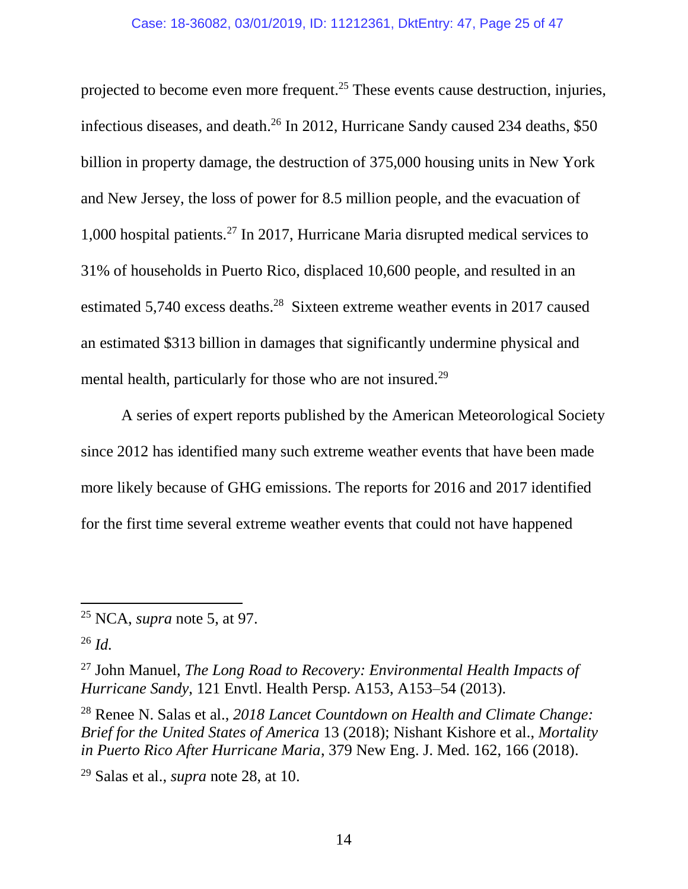projected to become even more frequent.[25] These events cause destruction, injuries, infectious diseases, and death.[26] In 2012, Hurricane Sandy caused 234 deaths, $50 billion in property damage, the destruction of 375,000 housing units in New York and New Jersey, the loss of power for 8.5 million people, and the evacuation of 1,000 hospital patients.[27] In 2017, Hurricane Maria disrupted medical services to 31% of households in Puerto Rico, displaced 10,600 people, and resulted in an estimated 5,740 excess deaths.[28] Sixteen extreme weather events in 2017 caused an estimated $313 billion in damages that significantly undermine physical and mental health, particularly for those who are not insured.[29]

A series of expert reports published by the American Meteorological Society since 2012 has identified many such extreme weather events that have been made more likely because of GHG emissions. The reports for 2016 and 2017 identified for the first time several extreme weather events that could not have happened

---

[25] NCA, *supra* note 5, at 97.

[26] *Id.*

[27] John Manuel, *The Long Road to Recovery: Environmental Health Impacts of Hurricane Sandy*, 121 Envtl. Health Persp. A153, A153–54 (2013).

[28] Renee N. Salas et al., *2018 Lancet Countdown on Health and Climate Change: Brief for the United States of America* 13 (2018); Nishant Kishore et al., *Mortality in Puerto Rico After Hurricane Maria*, 379 New Eng. J. Med. 162, 166 (2018).

[29] Salas et al., *supra* note 28, at 10.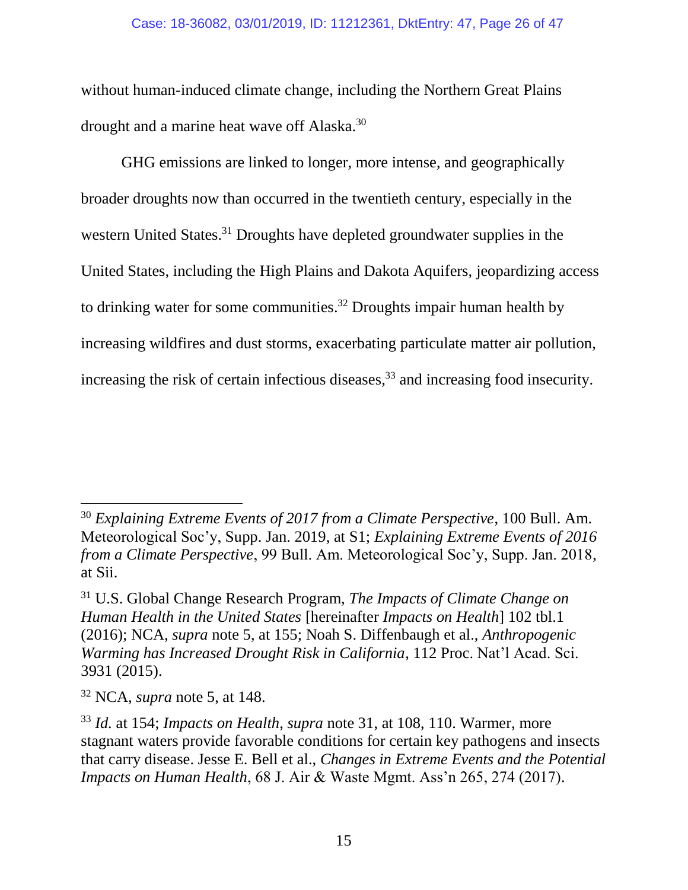without human-induced climate change, including the Northern Great Plains drought and a marine heat wave off Alaska.[30]

GHG emissions are linked to longer, more intense, and geographically broader droughts now than occurred in the twentieth century, especially in the western United States.[31] Droughts have depleted groundwater supplies in the United States, including the High Plains and Dakota Aquifers, jeopardizing access to drinking water for some communities.[32] Droughts impair human health by increasing wildfires and dust storms, exacerbating particulate matter air pollution, increasing the risk of certain infectious diseases,[33] and increasing food insecurity.

---

[30] *Explaining Extreme Events of 2017 from a Climate Perspective*, 100 Bull. Am. Meteorological Soc'y, Supp. Jan. 2019, at S1; *Explaining Extreme Events of 2016 from a Climate Perspective*, 99 Bull. Am. Meteorological Soc'y, Supp. Jan. 2018, at Sii.

[31] U.S. Global Change Research Program, *The Impacts of Climate Change on Human Health in the United States* [hereinafter *Impacts on Health*] 102 tbl.1 (2016); NCA, *supra* note 5, at 155; Noah S. Diffenbaugh et al., *Anthropogenic Warming has Increased Drought Risk in California*, 112 Proc. Nat'l Acad. Sci. 3931 (2015).

[32] NCA, *supra* note 5, at 148.

[33] *Id.* at 154; *Impacts on Health*, *supra* note 31, at 108, 110. Warmer, more stagnant waters provide favorable conditions for certain key pathogens and insects that carry disease. Jesse E. Bell et al., *Changes in Extreme Events and the Potential Impacts on Human Health*, 68 J. Air & Waste Mgmt. Ass'n 265, 274 (2017).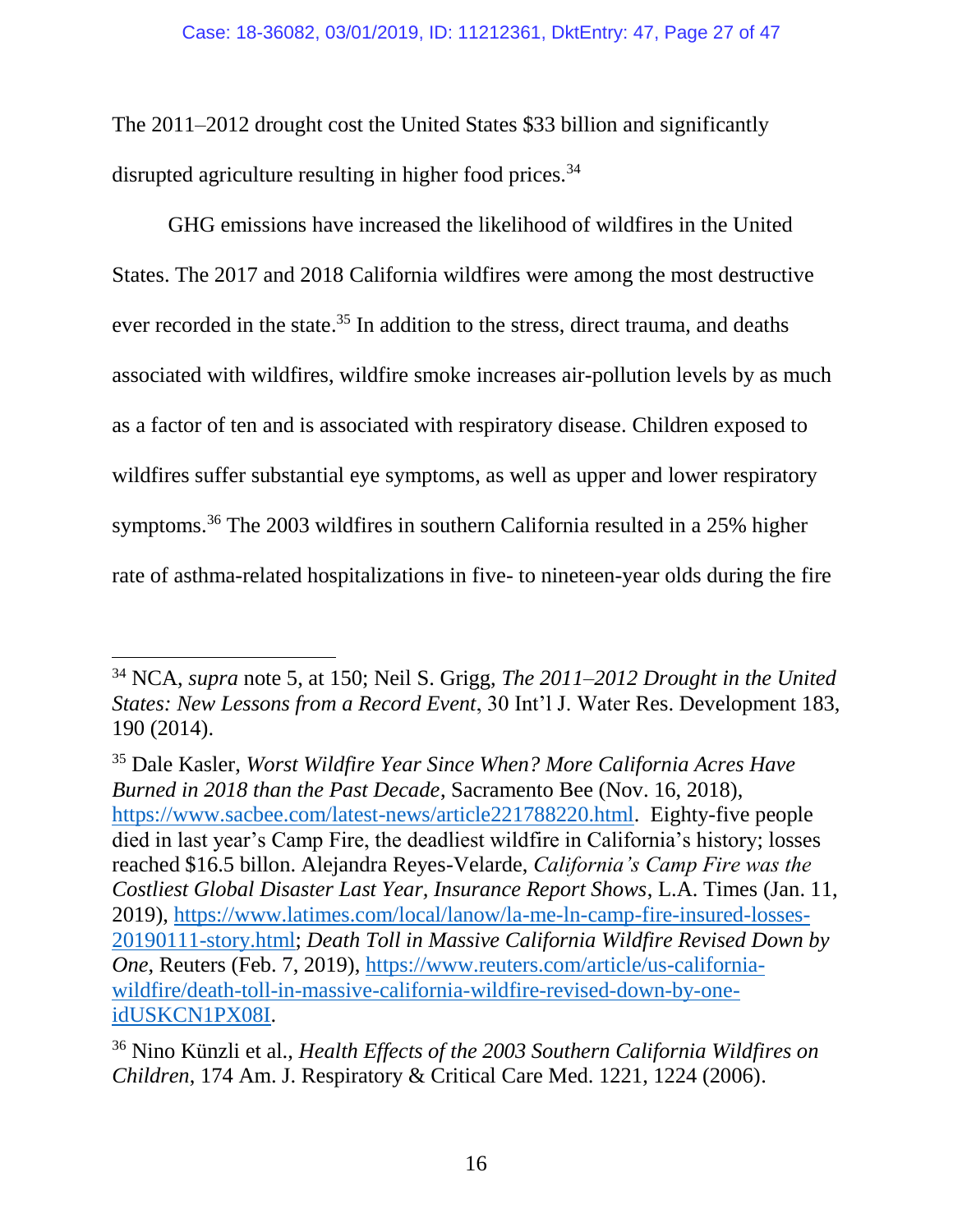The 2011–2012 drought cost the United States $33 billion and significantly disrupted agriculture resulting in higher food prices.[34]

GHG emissions have increased the likelihood of wildfires in the United States. The 2017 and 2018 California wildfires were among the most destructive ever recorded in the state.[35] In addition to the stress, direct trauma, and deaths associated with wildfires, wildfire smoke increases air-pollution levels by as much as a factor of ten and is associated with respiratory disease. Children exposed to wildfires suffer substantial eye symptoms, as well as upper and lower respiratory symptoms.[36] The 2003 wildfires in southern California resulted in a 25% higher rate of asthma-related hospitalizations in five- to nineteen-year olds during the fire

---

[34] NCA, *supra* note 5, at 150; Neil S. Grigg, *The 2011–2012 Drought in the United States: New Lessons from a Record Event*, 30 Int'l J. Water Res. Development 183, 190 (2014).

[35] Dale Kasler, *Worst Wildfire Year Since When? More California Acres Have Burned in 2018 than the Past Decade*, Sacramento Bee (Nov. 16, 2018), https://www.sacbee.com/latest-news/article221788220.html. Eighty-five people died in last year's Camp Fire, the deadliest wildfire in California's history; losses reached $16.5 billon. Alejandra Reyes-Velarde, *California's Camp Fire was the Costliest Global Disaster Last Year, Insurance Report Shows*, L.A. Times (Jan. 11, 2019), https://www.latimes.com/local/lanow/la-me-ln-camp-fire-insured-losses-20190111-story.html; *Death Toll in Massive California Wildfire Revised Down by One*, Reuters (Feb. 7, 2019), https://www.reuters.com/article/us-california-wildfire/death-toll-in-massive-california-wildfire-revised-down-by-one-idUSKCN1PX08I.

[36] Nino Künzli et al., *Health Effects of the 2003 Southern California Wildfires on Children*, 174 Am. J. Respiratory & Critical Care Med. 1221, 1224 (2006).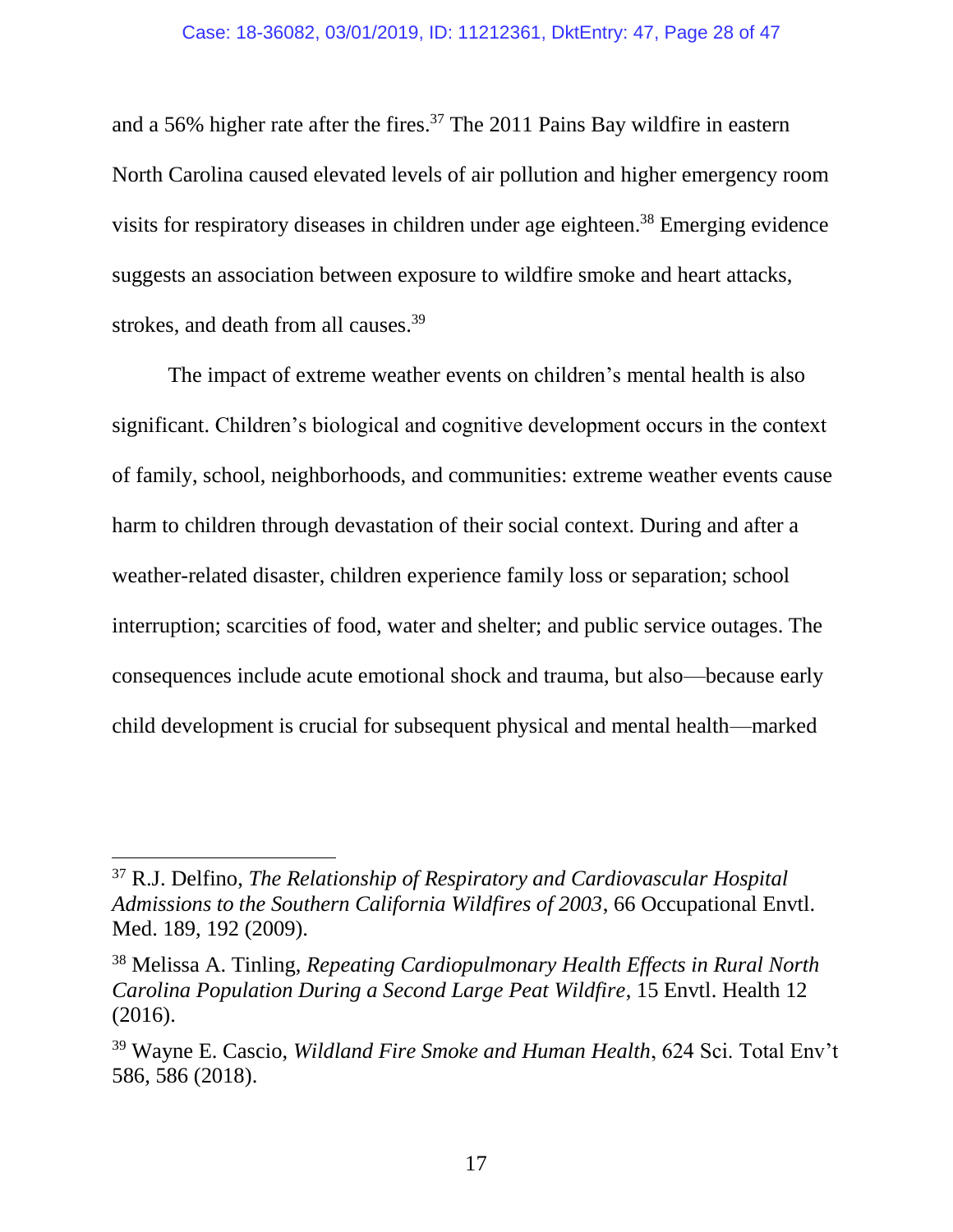and a 56% higher rate after the fires.[37] The 2011 Pains Bay wildfire in eastern North Carolina caused elevated levels of air pollution and higher emergency room visits for respiratory diseases in children under age eighteen.[38] Emerging evidence suggests an association between exposure to wildfire smoke and heart attacks, strokes, and death from all causes.[39]

The impact of extreme weather events on children's mental health is also significant. Children's biological and cognitive development occurs in the context of family, school, neighborhoods, and communities: extreme weather events cause harm to children through devastation of their social context. During and after a weather-related disaster, children experience family loss or separation; school interruption; scarcities of food, water and shelter; and public service outages. The consequences include acute emotional shock and trauma, but also—because early child development is crucial for subsequent physical and mental health—marked

---

[37] R.J. Delfino, *The Relationship of Respiratory and Cardiovascular Hospital Admissions to the Southern California Wildfires of 2003*, 66 Occupational Envtl. Med. 189, 192 (2009).

[38] Melissa A. Tinling, *Repeating Cardiopulmonary Health Effects in Rural North Carolina Population During a Second Large Peat Wildfire*, 15 Envtl. Health 12 (2016).

[39] Wayne E. Cascio, *Wildland Fire Smoke and Human Health*, 624 Sci. Total Env't 586, 586 (2018).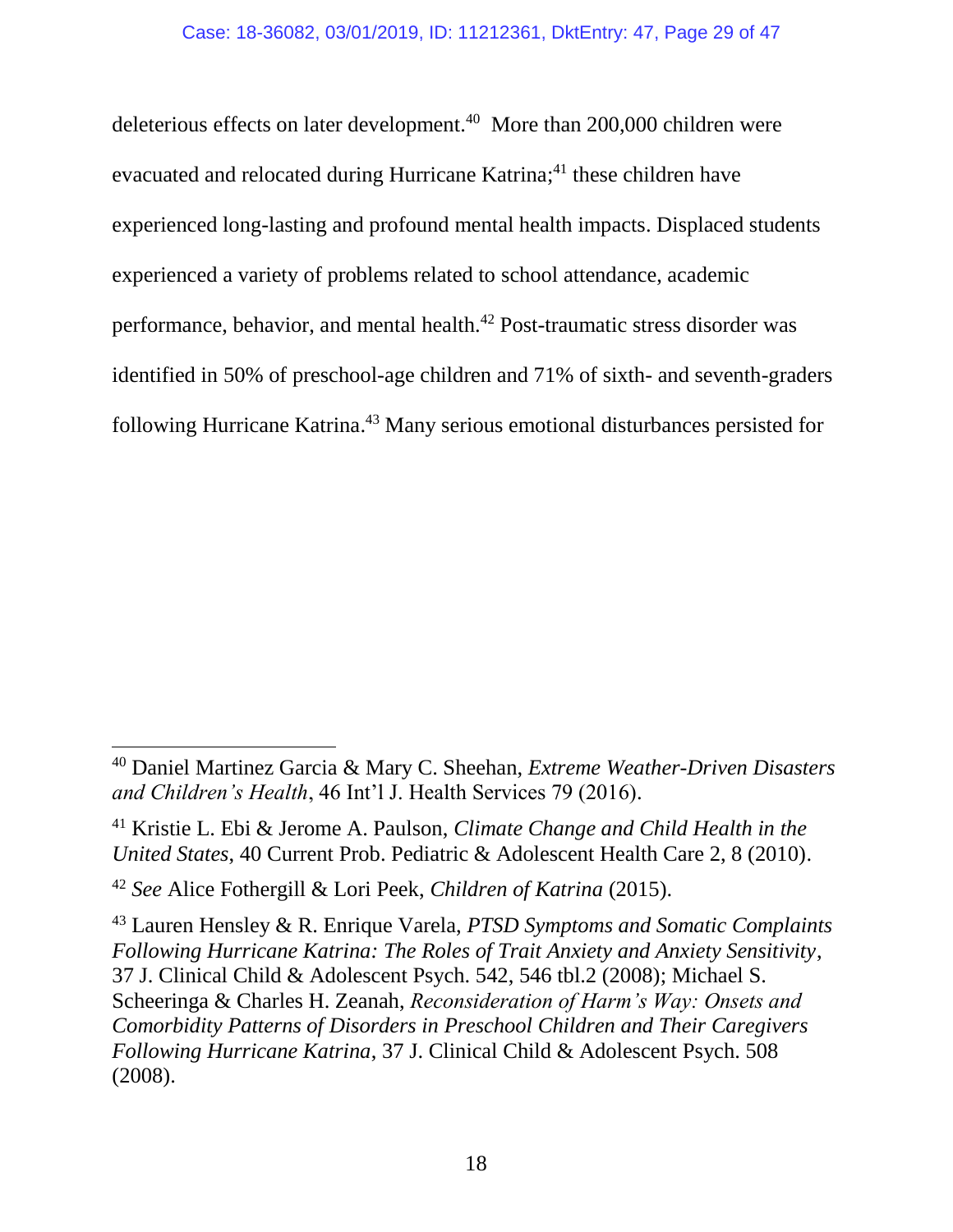deleterious effects on later development.[40] More than 200,000 children were evacuated and relocated during Hurricane Katrina;[41] these children have experienced long-lasting and profound mental health impacts. Displaced students experienced a variety of problems related to school attendance, academic performance, behavior, and mental health.[42] Post-traumatic stress disorder was identified in 50% of preschool-age children and 71% of sixth- and seventh-graders following Hurricane Katrina.[43] Many serious emotional disturbances persisted for

---

[40] Daniel Martinez Garcia & Mary C. Sheehan, *Extreme Weather-Driven Disasters and Children's Health*, 46 Int'l J. Health Services 79 (2016).

[41] Kristie L. Ebi & Jerome A. Paulson, *Climate Change and Child Health in the United States*, 40 Current Prob. Pediatric & Adolescent Health Care 2, 8 (2010).

[42] *See* Alice Fothergill & Lori Peek, *Children of Katrina* (2015).

[43] Lauren Hensley & R. Enrique Varela, *PTSD Symptoms and Somatic Complaints Following Hurricane Katrina: The Roles of Trait Anxiety and Anxiety Sensitivity*, 37 J. Clinical Child & Adolescent Psych. 542, 546 tbl.2 (2008); Michael S. Scheeringa & Charles H. Zeanah, *Reconsideration of Harm's Way: Onsets and Comorbidity Patterns of Disorders in Preschool Children and Their Caregivers Following Hurricane Katrina*, 37 J. Clinical Child & Adolescent Psych. 508 (2008).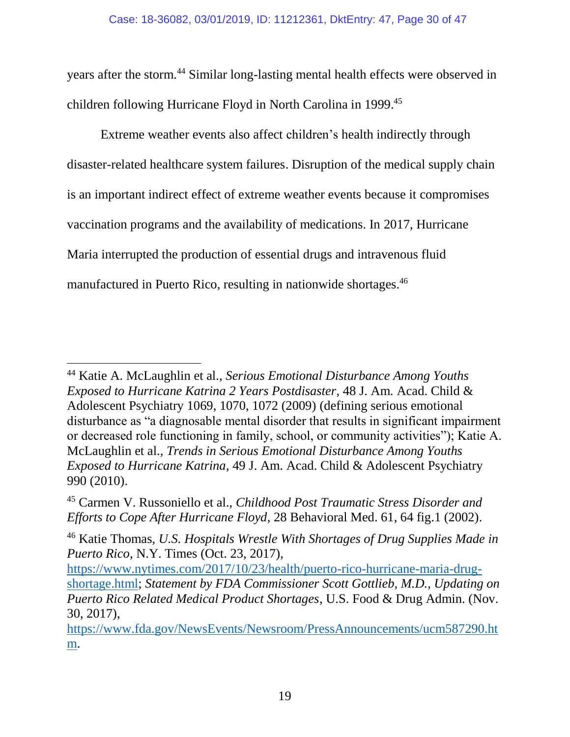years after the storm.[44] Similar long-lasting mental health effects were observed in children following Hurricane Floyd in North Carolina in 1999.[45]

Extreme weather events also affect children's health indirectly through disaster-related healthcare system failures. Disruption of the medical supply chain is an important indirect effect of extreme weather events because it compromises vaccination programs and the availability of medications. In 2017, Hurricane Maria interrupted the production of essential drugs and intravenous fluid manufactured in Puerto Rico, resulting in nationwide shortages.[46]

---

[44] Katie A. McLaughlin et al., *Serious Emotional Disturbance Among Youths Exposed to Hurricane Katrina 2 Years Postdisaster*, 48 J. Am. Acad. Child & Adolescent Psychiatry 1069, 1070, 1072 (2009) (defining serious emotional disturbance as "a diagnosable mental disorder that results in significant impairment or decreased role functioning in family, school, or community activities"); Katie A. McLaughlin et al., *Trends in Serious Emotional Disturbance Among Youths Exposed to Hurricane Katrina*, 49 J. Am. Acad. Child & Adolescent Psychiatry 990 (2010).

[45] Carmen V. Russoniello et al., *Childhood Post Traumatic Stress Disorder and Efforts to Cope After Hurricane Floyd*, 28 Behavioral Med. 61, 64 fig.1 (2002).

[46] Katie Thomas, *U.S. Hospitals Wrestle With Shortages of Drug Supplies Made in Puerto Rico*, N.Y. Times (Oct. 23, 2017), https://www.nytimes.com/2017/10/23/health/puerto-rico-hurricane-maria-drug-shortage.html; *Statement by FDA Commissioner Scott Gottlieb, M.D., Updating on Puerto Rico Related Medical Product Shortages*, U.S. Food & Drug Admin. (Nov. 30, 2017), https://www.fda.gov/NewsEvents/Newsroom/PressAnnouncements/ucm587290.htm.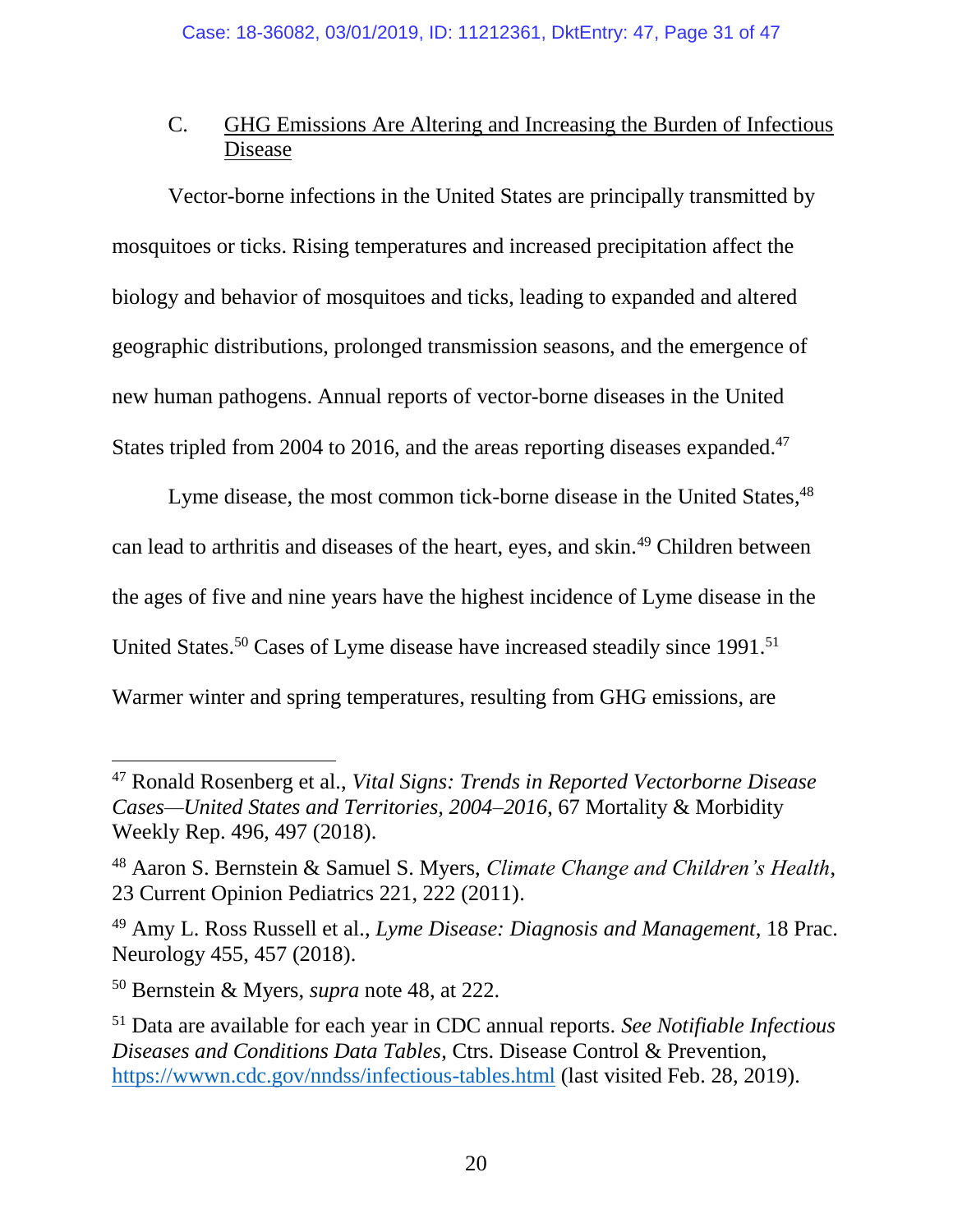### C. GHG Emissions Are Altering and Increasing the Burden of Infectious Disease

Vector-borne infections in the United States are principally transmitted by mosquitoes or ticks. Rising temperatures and increased precipitation affect the biology and behavior of mosquitoes and ticks, leading to expanded and altered geographic distributions, prolonged transmission seasons, and the emergence of new human pathogens. Annual reports of vector-borne diseases in the United States tripled from 2004 to 2016, and the areas reporting diseases expanded.[47]

Lyme disease, the most common tick-borne disease in the United States,[48] can lead to arthritis and diseases of the heart, eyes, and skin.[49] Children between the ages of five and nine years have the highest incidence of Lyme disease in the United States.[50] Cases of Lyme disease have increased steadily since 1991.[51] Warmer winter and spring temperatures, resulting from GHG emissions, are

---

[47] Ronald Rosenberg et al., *Vital Signs: Trends in Reported Vectorborne Disease Cases—United States and Territories, 2004–2016*, 67 Mortality & Morbidity Weekly Rep. 496, 497 (2018).

[48] Aaron S. Bernstein & Samuel S. Myers, *Climate Change and Children's Health*, 23 Current Opinion Pediatrics 221, 222 (2011).

[49] Amy L. Ross Russell et al., *Lyme Disease: Diagnosis and Management*, 18 Prac. Neurology 455, 457 (2018).

[50] Bernstein & Myers, *supra* note 48, at 222.

[51] Data are available for each year in CDC annual reports. *See Notifiable Infectious Diseases and Conditions Data Tables*, Ctrs. Disease Control & Prevention, https://wwwn.cdc.gov/nndss/infectious-tables.html (last visited Feb. 28, 2019).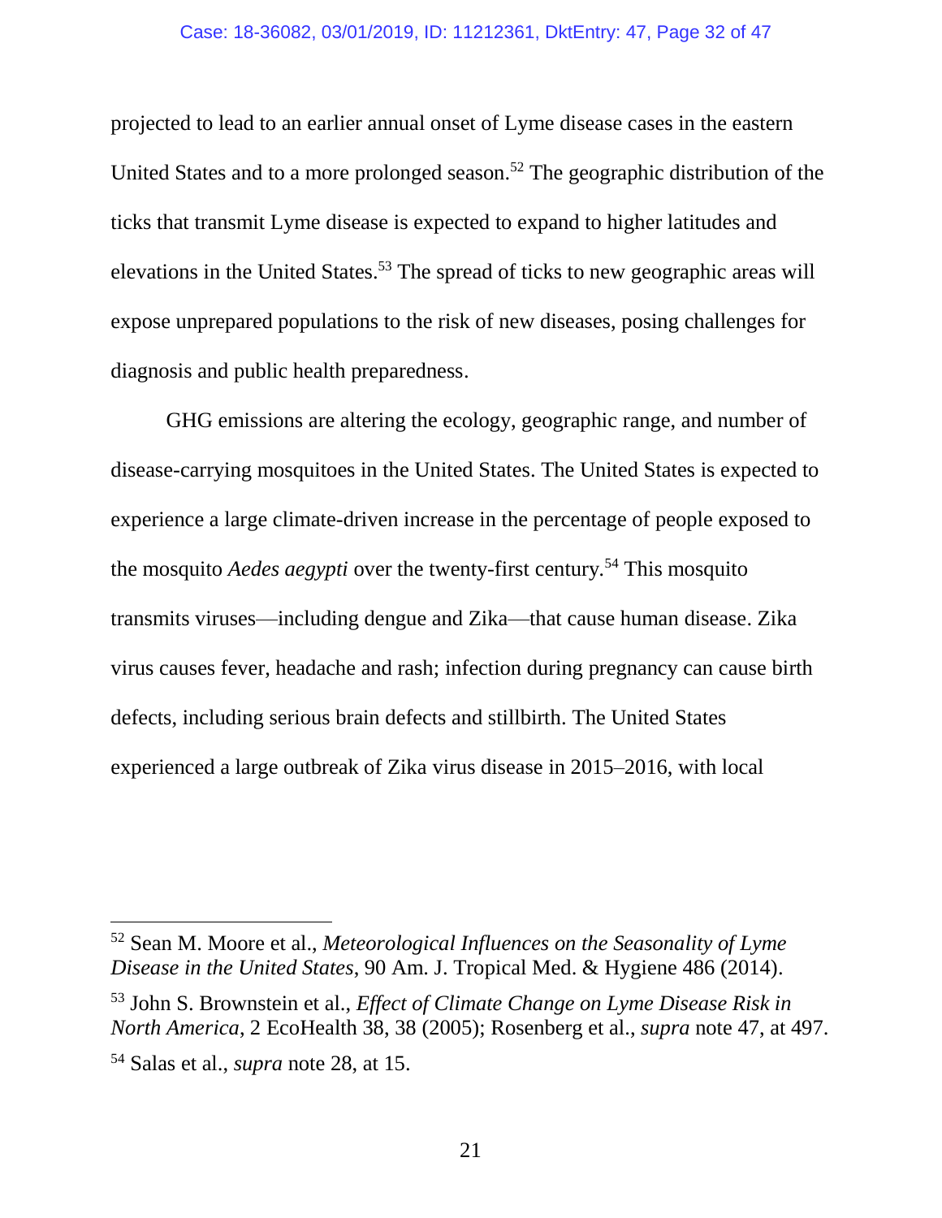projected to lead to an earlier annual onset of Lyme disease cases in the eastern United States and to a more prolonged season.[52] The geographic distribution of the ticks that transmit Lyme disease is expected to expand to higher latitudes and elevations in the United States.[53] The spread of ticks to new geographic areas will expose unprepared populations to the risk of new diseases, posing challenges for diagnosis and public health preparedness.

GHG emissions are altering the ecology, geographic range, and number of disease-carrying mosquitoes in the United States. The United States is expected to experience a large climate-driven increase in the percentage of people exposed to the mosquito *Aedes aegypti* over the twenty-first century.[54] This mosquito transmits viruses—including dengue and Zika—that cause human disease. Zika virus causes fever, headache and rash; infection during pregnancy can cause birth defects, including serious brain defects and stillbirth. The United States experienced a large outbreak of Zika virus disease in 2015–2016, with local

---

[52] Sean M. Moore et al., *Meteorological Influences on the Seasonality of Lyme Disease in the United States*, 90 Am. J. Tropical Med. & Hygiene 486 (2014).

[53] John S. Brownstein et al., *Effect of Climate Change on Lyme Disease Risk in North America*, 2 EcoHealth 38, 38 (2005); Rosenberg et al., *supra* note 47, at 497.

[54] Salas et al., *supra* note 28, at 15.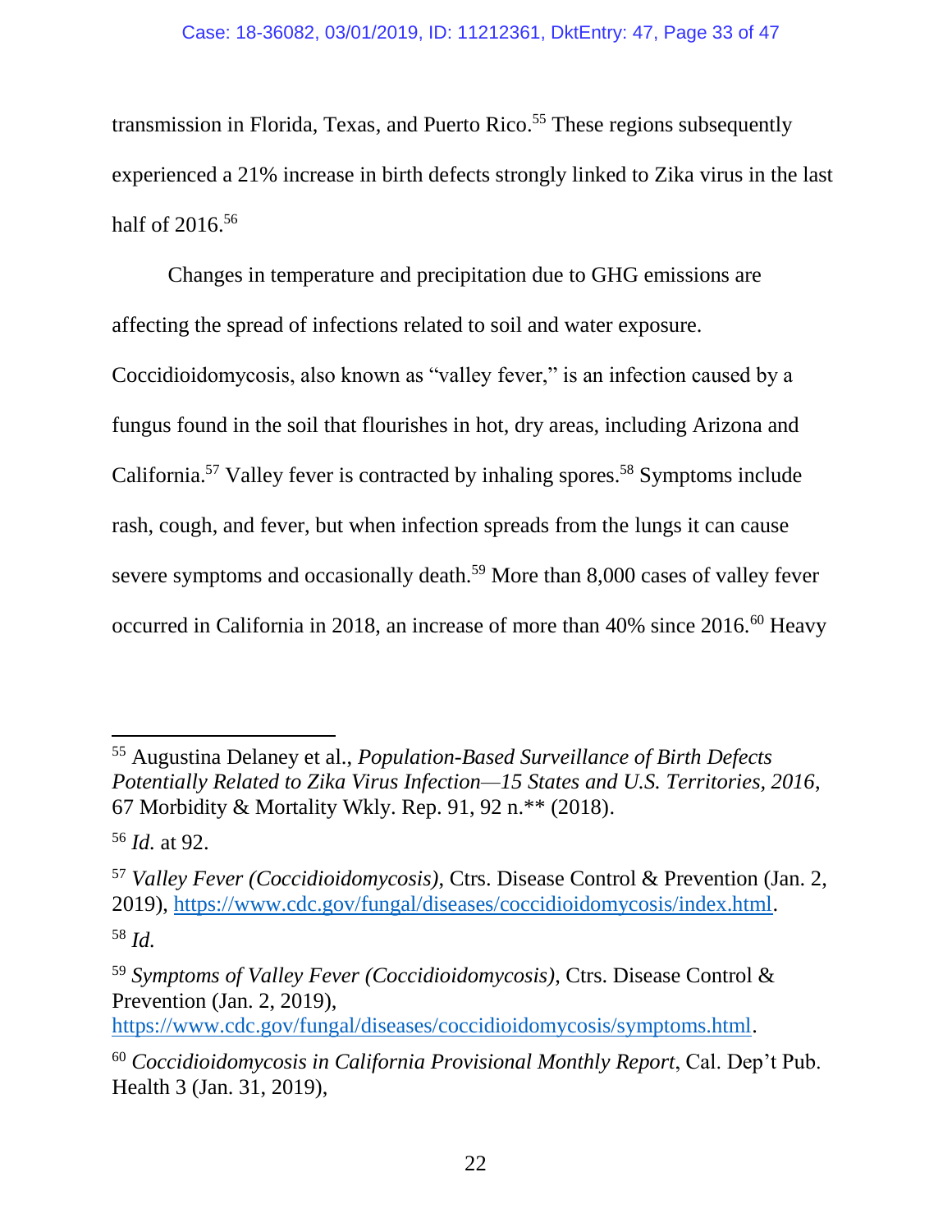transmission in Florida, Texas, and Puerto Rico.[55] These regions subsequently experienced a 21% increase in birth defects strongly linked to Zika virus in the last half of 2016.[56]

Changes in temperature and precipitation due to GHG emissions are affecting the spread of infections related to soil and water exposure. Coccidioidomycosis, also known as "valley fever," is an infection caused by a fungus found in the soil that flourishes in hot, dry areas, including Arizona and California.[57] Valley fever is contracted by inhaling spores.[58] Symptoms include rash, cough, and fever, but when infection spreads from the lungs it can cause severe symptoms and occasionally death.[59] More than 8,000 cases of valley fever occurred in California in 2018, an increase of more than 40% since 2016.[60] Heavy

---

[55] Augustina Delaney et al., *Population-Based Surveillance of Birth Defects Potentially Related to Zika Virus Infection—15 States and U.S. Territories, 2016*, 67 Morbidity & Mortality Wkly. Rep. 91, 92 n.** (2018).

[56] *Id.* at 92.

[57] *Valley Fever (Coccidioidomycosis)*, Ctrs. Disease Control & Prevention (Jan. 2, 2019), https://www.cdc.gov/fungal/diseases/coccidioidomycosis/index.html.

[58] *Id.*

[59] *Symptoms of Valley Fever (Coccidioidomycosis)*, Ctrs. Disease Control & Prevention (Jan. 2, 2019), https://www.cdc.gov/fungal/diseases/coccidioidomycosis/symptoms.html.

[60] *Coccidioidomycosis in California Provisional Monthly Report*, Cal. Dep't Pub. Health 3 (Jan. 31, 2019),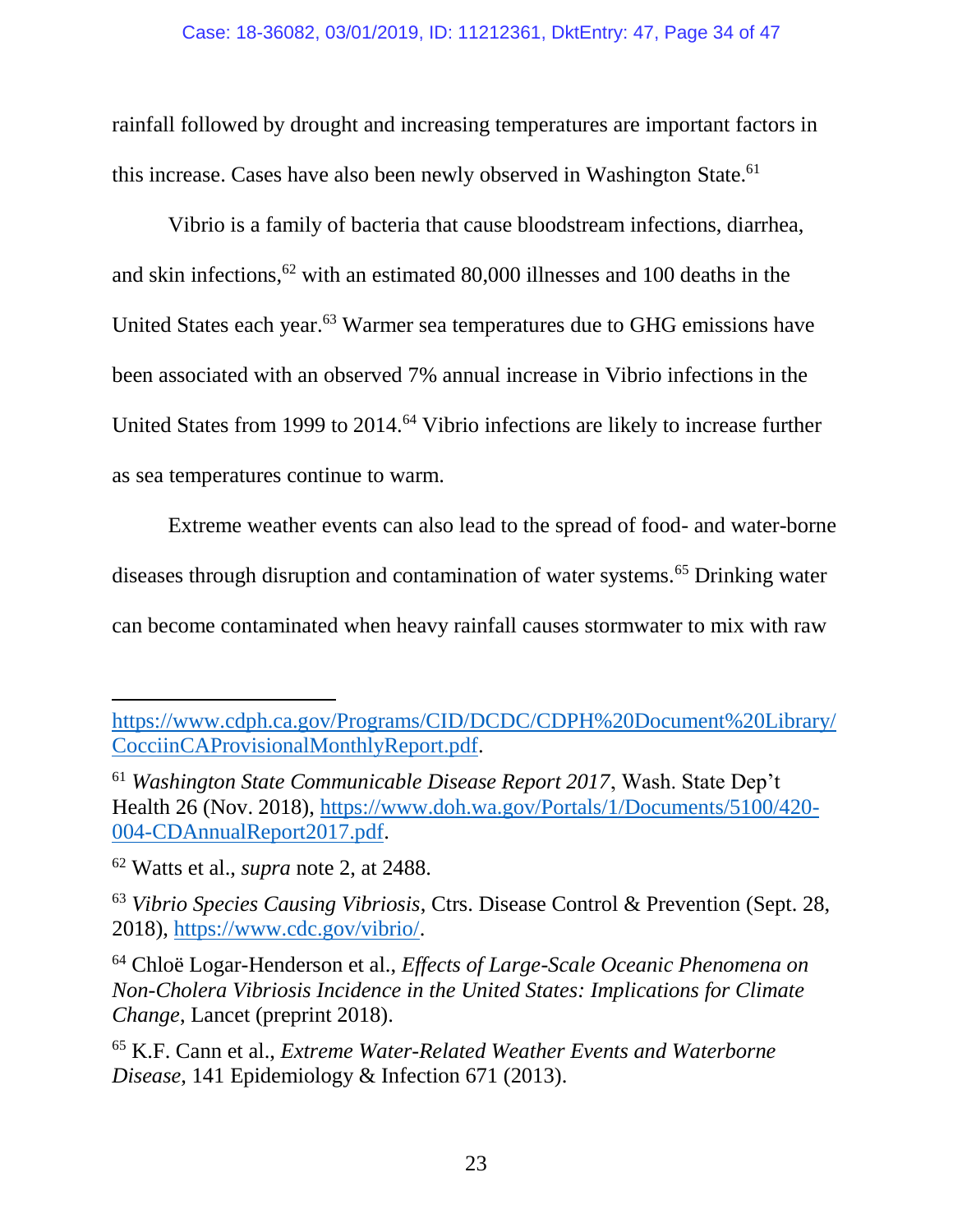rainfall followed by drought and increasing temperatures are important factors in this increase. Cases have also been newly observed in Washington State.[61]

Vibrio is a family of bacteria that cause bloodstream infections, diarrhea, and skin infections,[62] with an estimated 80,000 illnesses and 100 deaths in the United States each year.[63] Warmer sea temperatures due to GHG emissions have been associated with an observed 7% annual increase in Vibrio infections in the United States from 1999 to 2014.[64] Vibrio infections are likely to increase further as sea temperatures continue to warm.

Extreme weather events can also lead to the spread of food- and water-borne diseases through disruption and contamination of water systems.[65] Drinking water can become contaminated when heavy rainfall causes stormwater to mix with raw

---

https://www.cdph.ca.gov/Programs/CID/DCDC/CDPH%20Document%20Library/CocciinCAProvisionalMonthlyReport.pdf.

[61] *Washington State Communicable Disease Report 2017*, Wash. State Dep't Health 26 (Nov. 2018), https://www.doh.wa.gov/Portals/1/Documents/5100/420-004-CDAnnualReport2017.pdf.

[62] Watts et al., *supra* note 2, at 2488.

[63] *Vibrio Species Causing Vibriosis*, Ctrs. Disease Control & Prevention (Sept. 28, 2018), https://www.cdc.gov/vibrio/.

[64] Chloë Logar-Henderson et al., *Effects of Large-Scale Oceanic Phenomena on Non-Cholera Vibriosis Incidence in the United States: Implications for Climate Change*, Lancet (preprint 2018).

[65] K.F. Cann et al., *Extreme Water-Related Weather Events and Waterborne Disease*, 141 Epidemiology & Infection 671 (2013).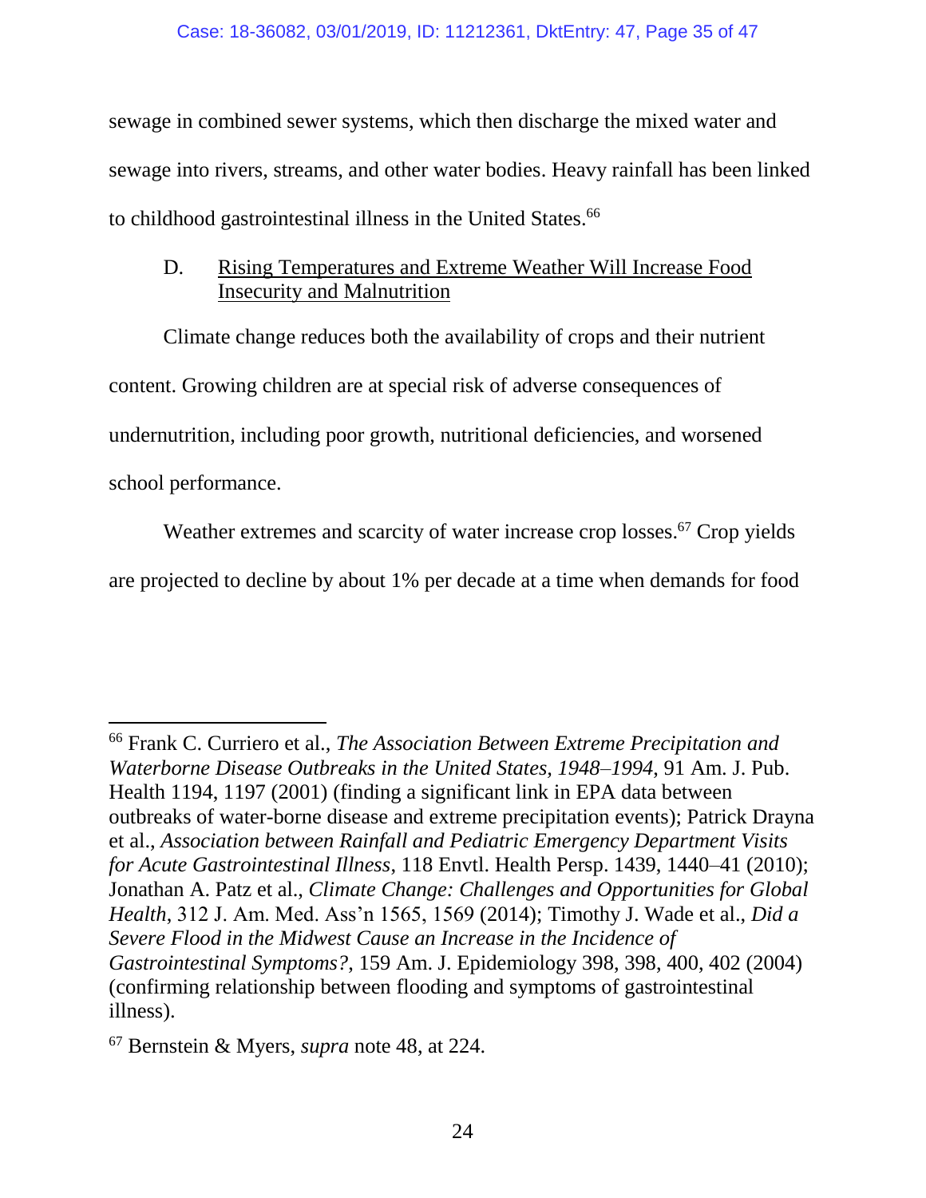sewage in combined sewer systems, which then discharge the mixed water and sewage into rivers, streams, and other water bodies. Heavy rainfall has been linked to childhood gastrointestinal illness in the United States.[66]

### D. Rising Temperatures and Extreme Weather Will Increase Food Insecurity and Malnutrition

Climate change reduces both the availability of crops and their nutrient content. Growing children are at special risk of adverse consequences of undernutrition, including poor growth, nutritional deficiencies, and worsened school performance.

Weather extremes and scarcity of water increase crop losses.[67] Crop yields are projected to decline by about 1% per decade at a time when demands for food

---

[66] Frank C. Curriero et al., *The Association Between Extreme Precipitation and Waterborne Disease Outbreaks in the United States, 1948–1994,* 91 Am. J. Pub. Health 1194, 1197 (2001) (finding a significant link in EPA data between outbreaks of water-borne disease and extreme precipitation events); Patrick Drayna et al., *Association between Rainfall and Pediatric Emergency Department Visits for Acute Gastrointestinal Illness*, 118 Envtl. Health Persp. 1439, 1440–41 (2010); Jonathan A. Patz et al., *Climate Change: Challenges and Opportunities for Global Health*, 312 J. Am. Med. Ass'n 1565, 1569 (2014); Timothy J. Wade et al., *Did a Severe Flood in the Midwest Cause an Increase in the Incidence of Gastrointestinal Symptoms?*, 159 Am. J. Epidemiology 398, 398, 400, 402 (2004) (confirming relationship between flooding and symptoms of gastrointestinal illness).

[67] Bernstein & Myers, *supra* note 48, at 224.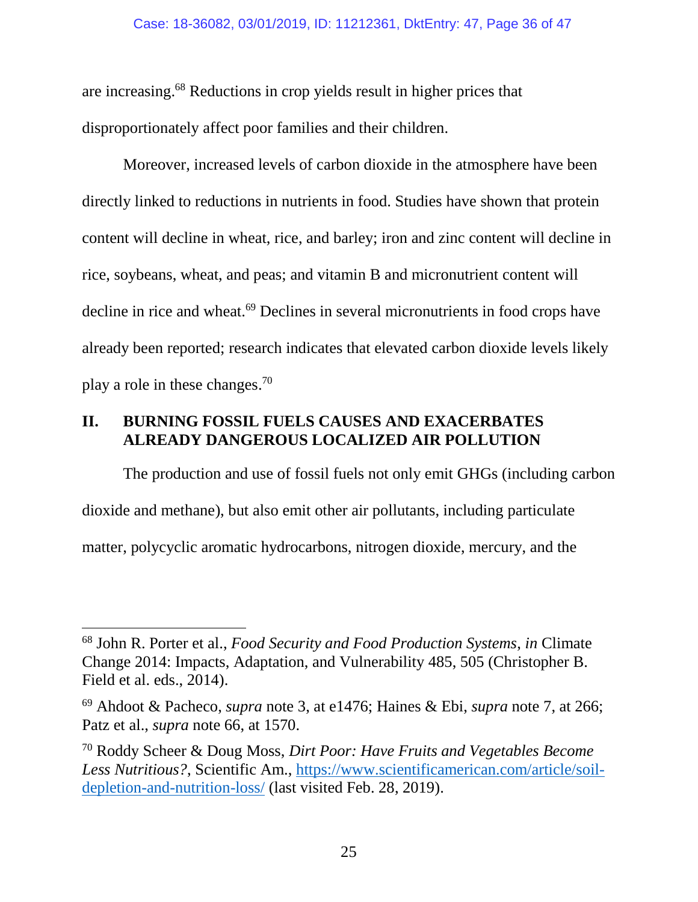are increasing.[68] Reductions in crop yields result in higher prices that disproportionately affect poor families and their children.

Moreover, increased levels of carbon dioxide in the atmosphere have been directly linked to reductions in nutrients in food. Studies have shown that protein content will decline in wheat, rice, and barley; iron and zinc content will decline in rice, soybeans, wheat, and peas; and vitamin B and micronutrient content will decline in rice and wheat.[69] Declines in several micronutrients in food crops have already been reported; research indicates that elevated carbon dioxide levels likely play a role in these changes.[70]

## II. BURNING FOSSIL FUELS CAUSES AND EXACERBATES ALREADY DANGEROUS LOCALIZED AIR POLLUTION

The production and use of fossil fuels not only emit GHGs (including carbon dioxide and methane), but also emit other air pollutants, including particulate matter, polycyclic aromatic hydrocarbons, nitrogen dioxide, mercury, and the

---

[68] John R. Porter et al., *Food Security and Food Production Systems*, *in* Climate Change 2014: Impacts, Adaptation, and Vulnerability 485, 505 (Christopher B. Field et al. eds., 2014).

[69] Ahdoot & Pacheco, *supra* note 3, at e1476; Haines & Ebi, *supra* note 7, at 266; Patz et al., *supra* note 66, at 1570.

[70] Roddy Scheer & Doug Moss, *Dirt Poor: Have Fruits and Vegetables Become Less Nutritious?*, Scientific Am., https://www.scientificamerican.com/article/soil-depletion-and-nutrition-loss/ (last visited Feb. 28, 2019).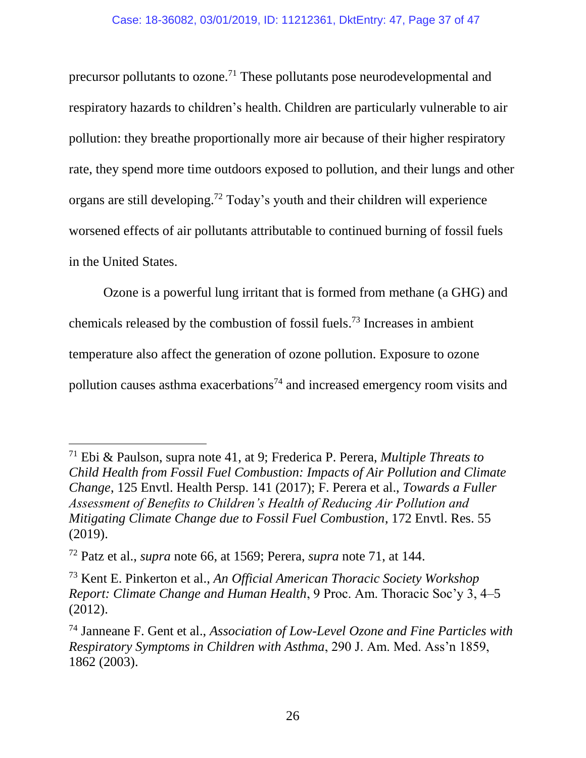precursor pollutants to ozone.[71] These pollutants pose neurodevelopmental and respiratory hazards to children's health. Children are particularly vulnerable to air pollution: they breathe proportionally more air because of their higher respiratory rate, they spend more time outdoors exposed to pollution, and their lungs and other organs are still developing.[72] Today's youth and their children will experience worsened effects of air pollutants attributable to continued burning of fossil fuels in the United States.

Ozone is a powerful lung irritant that is formed from methane (a GHG) and chemicals released by the combustion of fossil fuels.[73] Increases in ambient temperature also affect the generation of ozone pollution. Exposure to ozone pollution causes asthma exacerbations[74] and increased emergency room visits and

---

[71] Ebi & Paulson, supra note 41, at 9; Frederica P. Perera, *Multiple Threats to Child Health from Fossil Fuel Combustion: Impacts of Air Pollution and Climate Change*, 125 Envtl. Health Persp. 141 (2017); F. Perera et al., *Towards a Fuller Assessment of Benefits to Children's Health of Reducing Air Pollution and Mitigating Climate Change due to Fossil Fuel Combustion*, 172 Envtl. Res. 55 (2019).

[72] Patz et al., *supra* note 66, at 1569; Perera, *supra* note 71, at 144.

[73] Kent E. Pinkerton et al., *An Official American Thoracic Society Workshop Report: Climate Change and Human Health*, 9 Proc. Am. Thoracic Soc'y 3, 4–5 (2012).

[74] Janneane F. Gent et al., *Association of Low-Level Ozone and Fine Particles with Respiratory Symptoms in Children with Asthma*, 290 J. Am. Med. Ass'n 1859, 1862 (2003).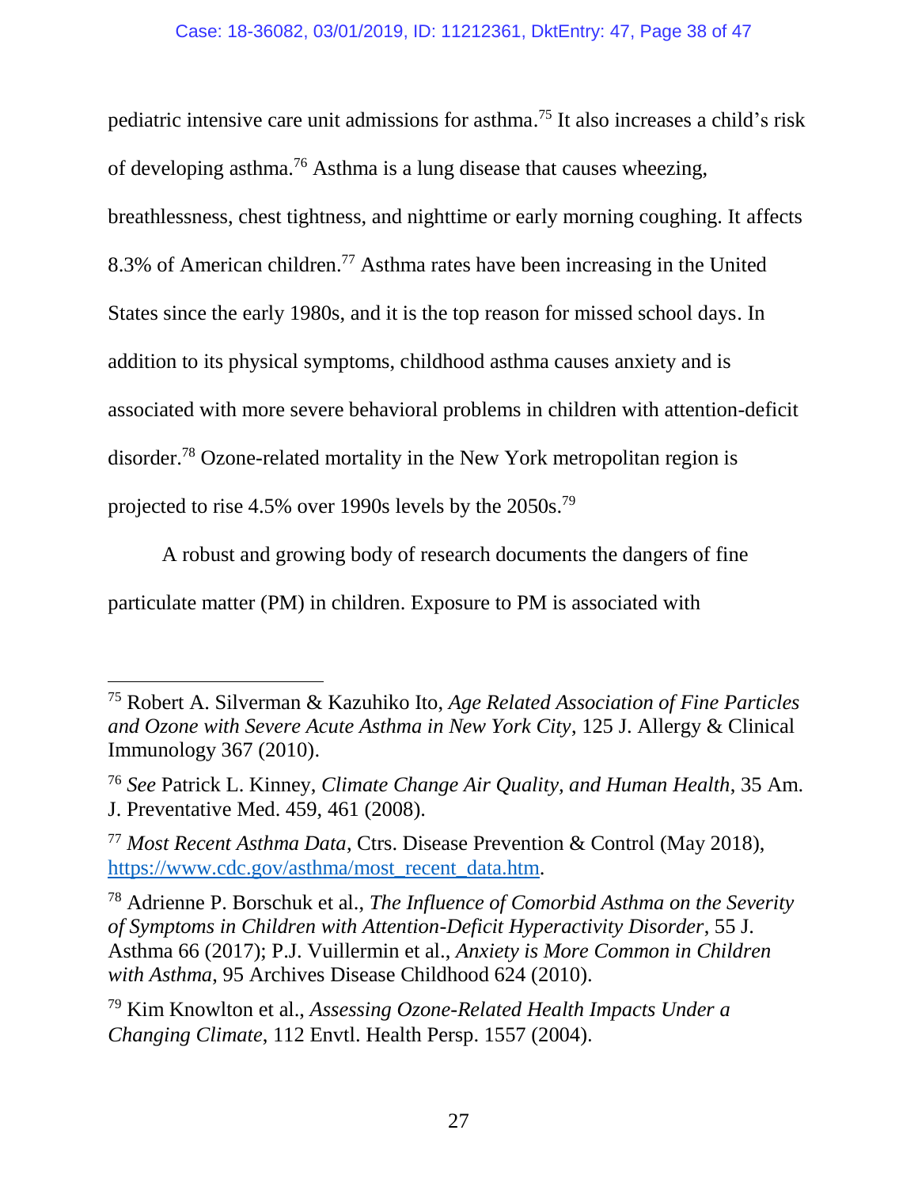pediatric intensive care unit admissions for asthma.[75] It also increases a child's risk of developing asthma.[76] Asthma is a lung disease that causes wheezing, breathlessness, chest tightness, and nighttime or early morning coughing. It affects 8.3% of American children.[77] Asthma rates have been increasing in the United States since the early 1980s, and it is the top reason for missed school days. In addition to its physical symptoms, childhood asthma causes anxiety and is associated with more severe behavioral problems in children with attention-deficit disorder.[78] Ozone-related mortality in the New York metropolitan region is projected to rise 4.5% over 1990s levels by the 2050s.[79]

A robust and growing body of research documents the dangers of fine particulate matter (PM) in children. Exposure to PM is associated with

---

[75] Robert A. Silverman & Kazuhiko Ito, *Age Related Association of Fine Particles and Ozone with Severe Acute Asthma in New York City*, 125 J. Allergy & Clinical Immunology 367 (2010).

[76] *See* Patrick L. Kinney, *Climate Change Air Quality, and Human Health*, 35 Am. J. Preventative Med. 459, 461 (2008).

[77] *Most Recent Asthma Data*, Ctrs. Disease Prevention & Control (May 2018), https://www.cdc.gov/asthma/most_recent_data.htm.

[78] Adrienne P. Borschuk et al., *The Influence of Comorbid Asthma on the Severity of Symptoms in Children with Attention-Deficit Hyperactivity Disorder*, 55 J. Asthma 66 (2017); P.J. Vuillermin et al., *Anxiety is More Common in Children with Asthma*, 95 Archives Disease Childhood 624 (2010).

[79] Kim Knowlton et al., *Assessing Ozone-Related Health Impacts Under a Changing Climate*, 112 Envtl. Health Persp. 1557 (2004).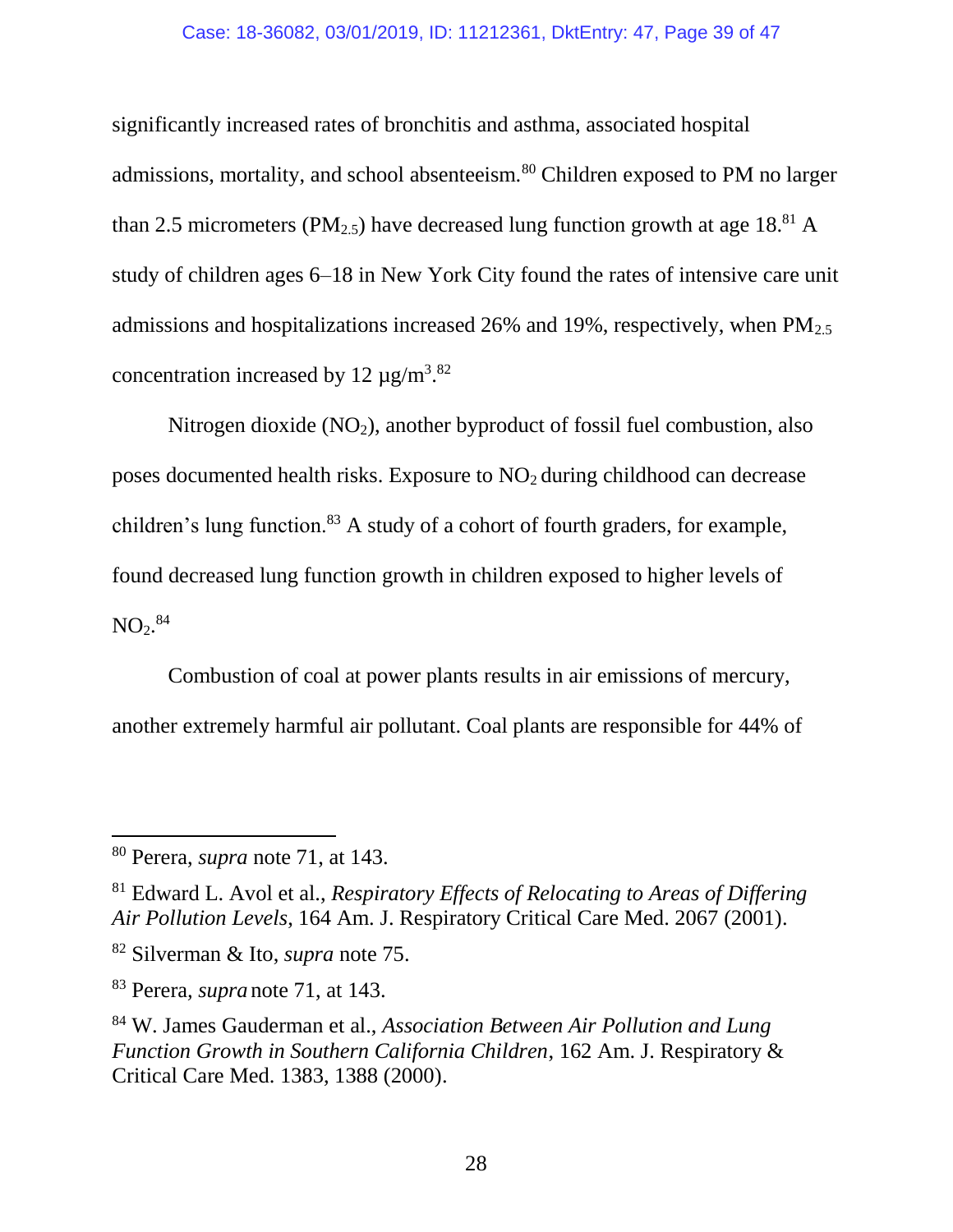significantly increased rates of bronchitis and asthma, associated hospital admissions, mortality, and school absenteeism.[80] Children exposed to PM no larger than 2.5 micrometers ($PM_{2.5}$) have decreased lung function growth at age 18.[81] A study of children ages 6–18 in New York City found the rates of intensive care unit admissions and hospitalizations increased 26% and 19%, respectively, when $PM_{2.5}$ concentration increased by 12 $\mu g/m^3$.[82]

Nitrogen dioxide ($NO_2$), another byproduct of fossil fuel combustion, also poses documented health risks. Exposure to $NO_2$ during childhood can decrease children's lung function.[83] A study of a cohort of fourth graders, for example, found decreased lung function growth in children exposed to higher levels of $NO_2$.[84]

Combustion of coal at power plants results in air emissions of mercury, another extremely harmful air pollutant. Coal plants are responsible for 44% of

---

[80] Perera, *supra* note 71, at 143.

[81] Edward L. Avol et al., *Respiratory Effects of Relocating to Areas of Differing Air Pollution Levels*, 164 Am. J. Respiratory Critical Care Med. 2067 (2001).

[82] Silverman & Ito, *supra* note 75.

[83] Perera, *supra* note 71, at 143.

[84] W. James Gauderman et al., *Association Between Air Pollution and Lung Function Growth in Southern California Children*, 162 Am. J. Respiratory & Critical Care Med. 1383, 1388 (2000).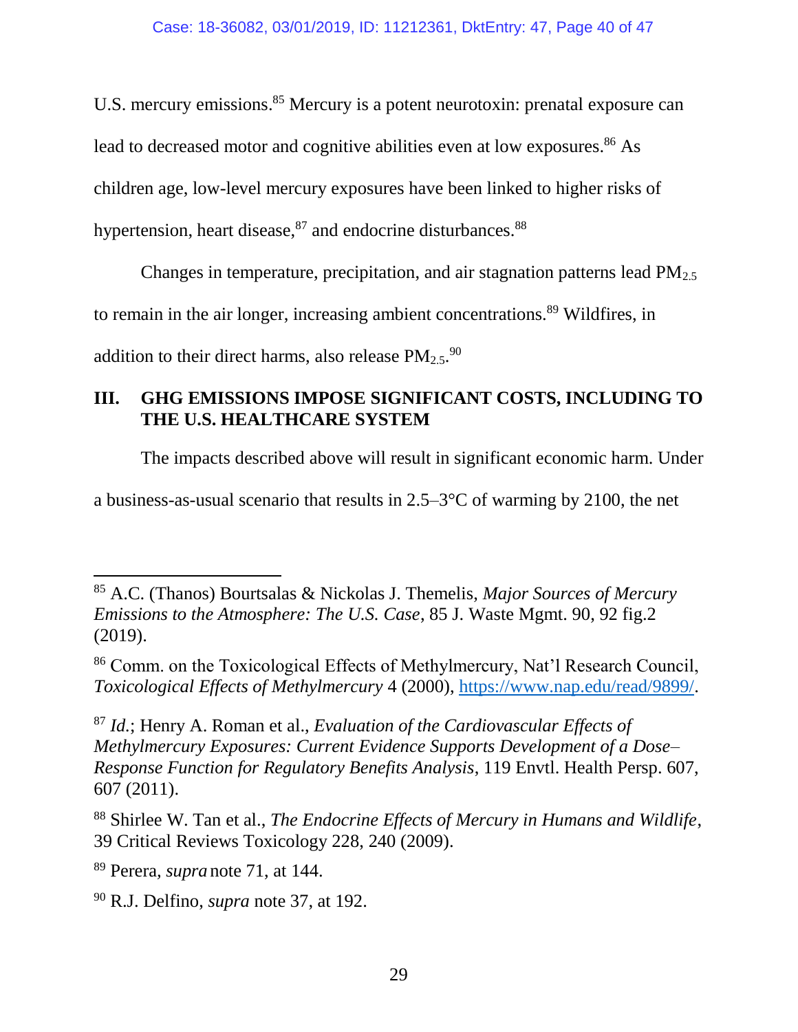U.S. mercury emissions.[85] Mercury is a potent neurotoxin: prenatal exposure can lead to decreased motor and cognitive abilities even at low exposures.[86] As children age, low-level mercury exposures have been linked to higher risks of hypertension, heart disease,[87] and endocrine disturbances.[88]

Changes in temperature, precipitation, and air stagnation patterns lead $PM_{2.5}$ to remain in the air longer, increasing ambient concentrations.[89] Wildfires, in addition to their direct harms, also release $PM_{2.5}$.[90]

## III. GHG EMISSIONS IMPOSE SIGNIFICANT COSTS, INCLUDING TO THE U.S. HEALTHCARE SYSTEM

The impacts described above will result in significant economic harm. Under a business-as-usual scenario that results in 2.5–3°C of warming by 2100, the net

---

[85] A.C. (Thanos) Bourtsalas & Nickolas J. Themelis, *Major Sources of Mercury Emissions to the Atmosphere: The U.S. Case*, 85 J. Waste Mgmt. 90, 92 fig.2 (2019).

[86] Comm. on the Toxicological Effects of Methylmercury, Nat'l Research Council, *Toxicological Effects of Methylmercury* 4 (2000), https://www.nap.edu/read/9899/.

[87] *Id.*; Henry A. Roman et al., *Evaluation of the Cardiovascular Effects of Methylmercury Exposures: Current Evidence Supports Development of a Dose–Response Function for Regulatory Benefits Analysis*, 119 Envtl. Health Persp. 607, 607 (2011).

[88] Shirlee W. Tan et al., *The Endocrine Effects of Mercury in Humans and Wildlife*, 39 Critical Reviews Toxicology 228, 240 (2009).

[89] Perera, *supra* note 71, at 144.

[90] R.J. Delfino, *supra* note 37, at 192.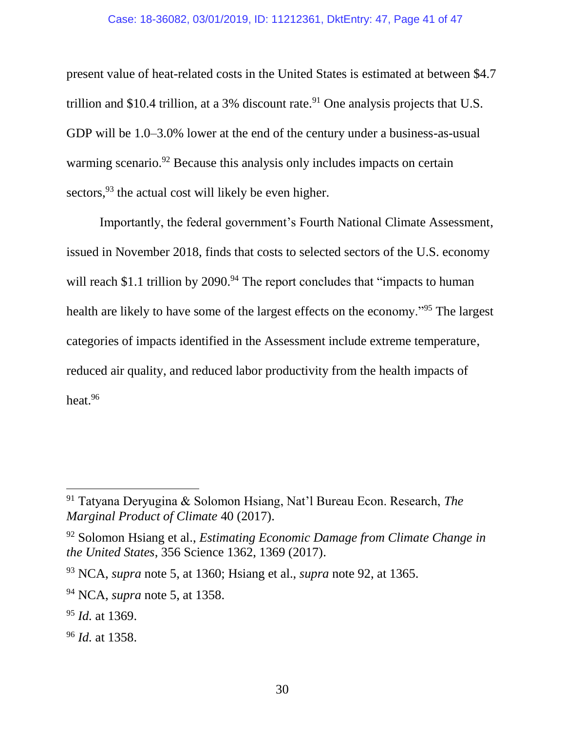present value of heat-related costs in the United States is estimated at between $4.7 trillion and $10.4 trillion, at a 3% discount rate.[91] One analysis projects that U.S. GDP will be 1.0–3.0% lower at the end of the century under a business-as-usual warming scenario.[92] Because this analysis only includes impacts on certain sectors,[93] the actual cost will likely be even higher.

Importantly, the federal government's Fourth National Climate Assessment, issued in November 2018, finds that costs to selected sectors of the U.S. economy will reach $1.1 trillion by 2090.[94] The report concludes that "impacts to human health are likely to have some of the largest effects on the economy."[95] The largest categories of impacts identified in the Assessment include extreme temperature, reduced air quality, and reduced labor productivity from the health impacts of heat.[96]

---

[91] Tatyana Deryugina & Solomon Hsiang, Nat'l Bureau Econ. Research, *The Marginal Product of Climate* 40 (2017).

[92] Solomon Hsiang et al., *Estimating Economic Damage from Climate Change in the United States*, 356 Science 1362, 1369 (2017).

[93] NCA, *supra* note 5, at 1360; Hsiang et al., *supra* note 92, at 1365.

[94] NCA, *supra* note 5, at 1358.

[95] *Id.* at 1369.

[96] *Id.* at 1358.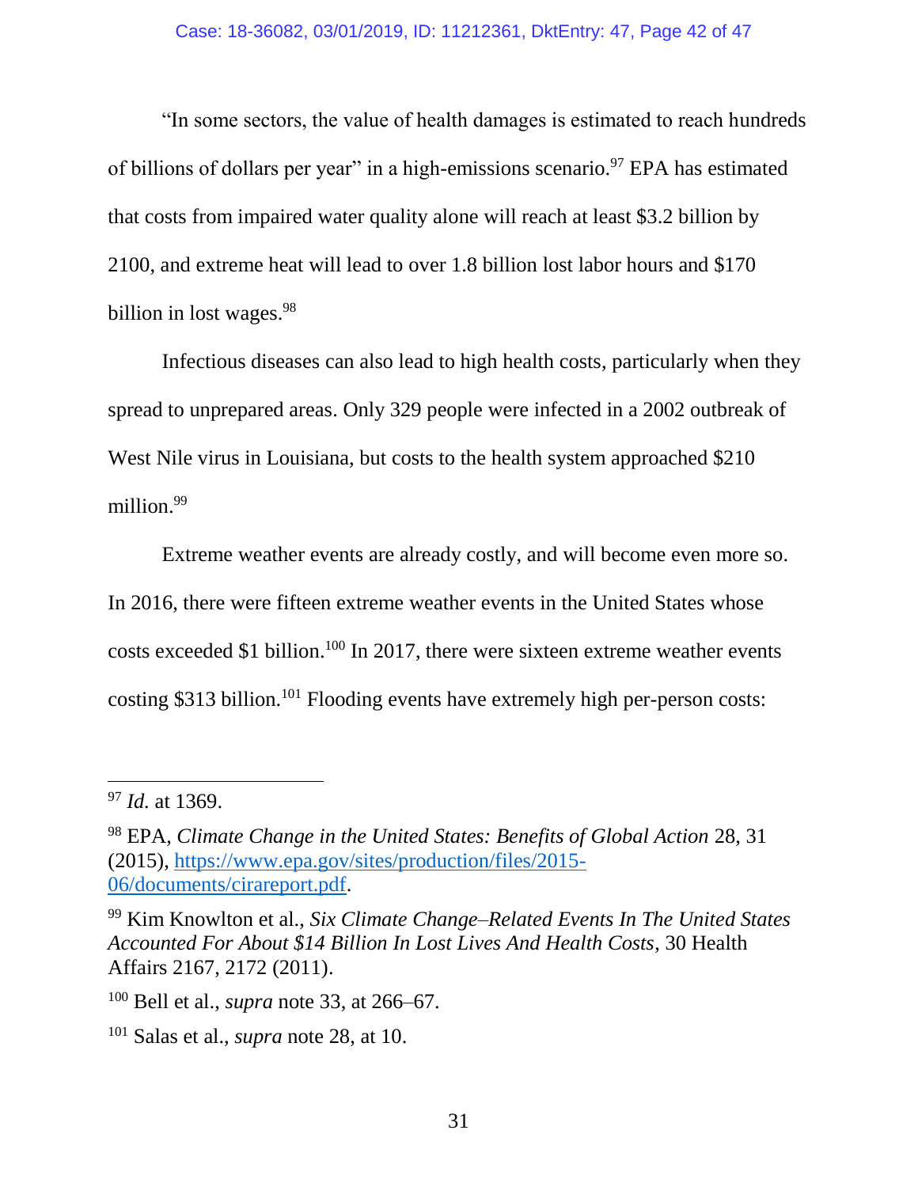"In some sectors, the value of health damages is estimated to reach hundreds of billions of dollars per year" in a high-emissions scenario.[97] EPA has estimated that costs from impaired water quality alone will reach at least $3.2 billion by 2100, and extreme heat will lead to over 1.8 billion lost labor hours and $170 billion in lost wages.[98]

Infectious diseases can also lead to high health costs, particularly when they spread to unprepared areas. Only 329 people were infected in a 2002 outbreak of West Nile virus in Louisiana, but costs to the health system approached $210 million.[99]

Extreme weather events are already costly, and will become even more so. In 2016, there were fifteen extreme weather events in the United States whose costs exceeded $1 billion.[100] In 2017, there were sixteen extreme weather events costing $313 billion.[101] Flooding events have extremely high per-person costs:

---

[97] *Id.* at 1369.

[98] EPA, *Climate Change in the United States: Benefits of Global Action* 28, 31 (2015), [https://www.epa.gov/sites/production/files/2015-06/documents/cirareport.pdf](https://www.epa.gov/sites/production/files/2015-06/documents/cirareport.pdf).

[99] Kim Knowlton et al., *Six Climate Change–Related Events In The United States Accounted For About $14 Billion In Lost Lives And Health Costs*, 30 Health Affairs 2167, 2172 (2011).

[100] Bell et al., *supra* note 33, at 266–67.

[101] Salas et al., *supra* note 28, at 10.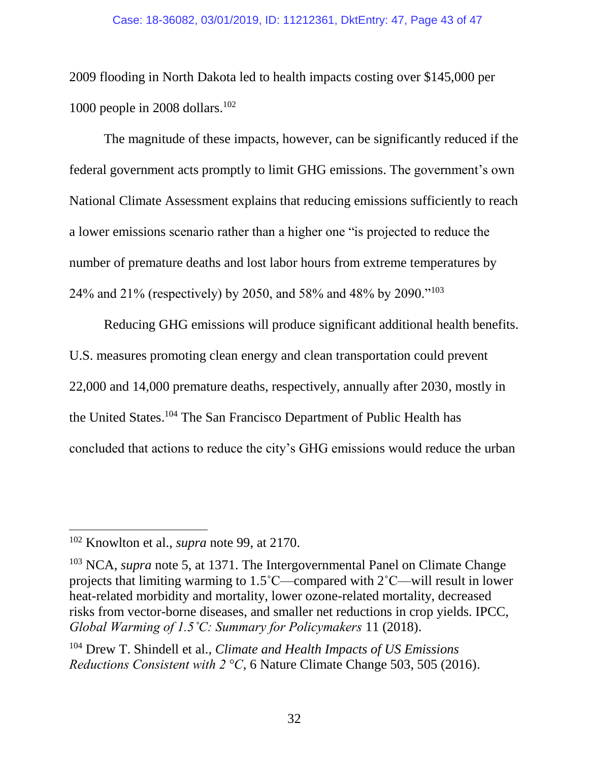2009 flooding in North Dakota led to health impacts costing over $145,000 per 1000 people in 2008 dollars.[102]

The magnitude of these impacts, however, can be significantly reduced if the federal government acts promptly to limit GHG emissions. The government's own National Climate Assessment explains that reducing emissions sufficiently to reach a lower emissions scenario rather than a higher one "is projected to reduce the number of premature deaths and lost labor hours from extreme temperatures by 24% and 21% (respectively) by 2050, and 58% and 48% by 2090."[103]

Reducing GHG emissions will produce significant additional health benefits. U.S. measures promoting clean energy and clean transportation could prevent 22,000 and 14,000 premature deaths, respectively, annually after 2030, mostly in the United States.[104] The San Francisco Department of Public Health has concluded that actions to reduce the city's GHG emissions would reduce the urban

---

[102] Knowlton et al., *supra* note 99, at 2170.

[103] NCA, *supra* note 5, at 1371. The Intergovernmental Panel on Climate Change projects that limiting warming to 1.5˚C—compared with 2˚C—will result in lower heat-related morbidity and mortality, lower ozone-related mortality, decreased risks from vector-borne diseases, and smaller net reductions in crop yields. IPCC, *Global Warming of 1.5˚C: Summary for Policymakers* 11 (2018).

[104] Drew T. Shindell et al., *Climate and Health Impacts of US Emissions Reductions Consistent with 2 °C*, 6 Nature Climate Change 503, 505 (2016).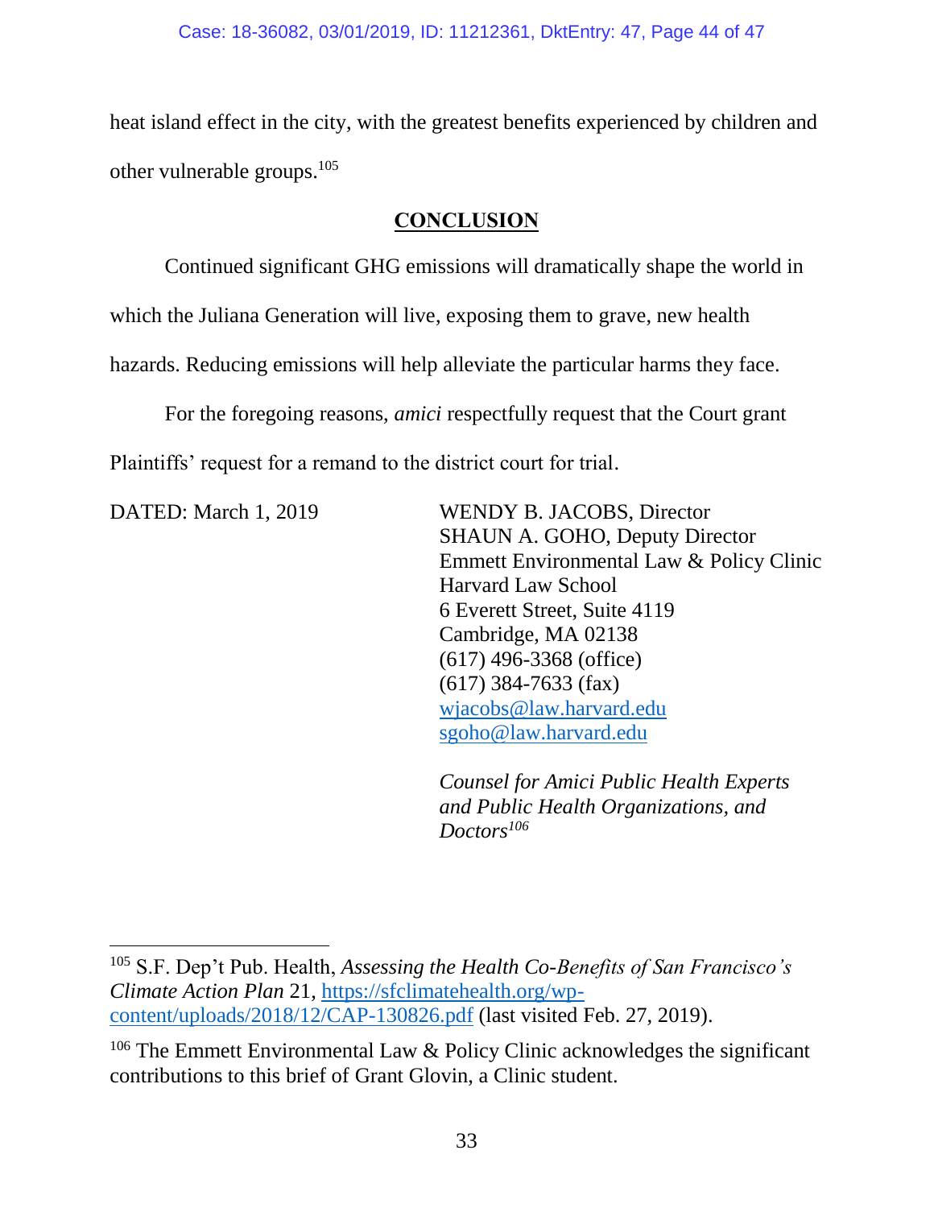heat island effect in the city, with the greatest benefits experienced by children and other vulnerable groups.[105]

## CONCLUSION

Continued significant GHG emissions will dramatically shape the world in which the Juliana Generation will live, exposing them to grave, new health hazards. Reducing emissions will help alleviate the particular harms they face.

For the foregoing reasons, *amici* respectfully request that the Court grant Plaintiffs' request for a remand to the district court for trial.

DATED: March 1, 2019

WENDY B. JACOBS, Director
SHAUN A. GOHO, Deputy Director
Emmett Environmental Law & Policy Clinic
Harvard Law School
6 Everett Street, Suite 4119
Cambridge, MA 02138
(617) 496-3368 (office)
(617) 384-7633 (fax)
wjacobs@law.harvard.edu
sgoho@law.harvard.edu

*Counsel for Amici Public Health Experts and Public Health Organizations, and Doctors*[106]

---

[105] S.F. Dep't Pub. Health, *Assessing the Health Co-Benefits of San Francisco's Climate Action Plan* 21, https://sfclimatehealth.org/wp-content/uploads/2018/12/CAP-130826.pdf (last visited Feb. 27, 2019).

[106] The Emmett Environmental Law & Policy Clinic acknowledges the significant contributions to this brief of Grant Glovin, a Clinic student.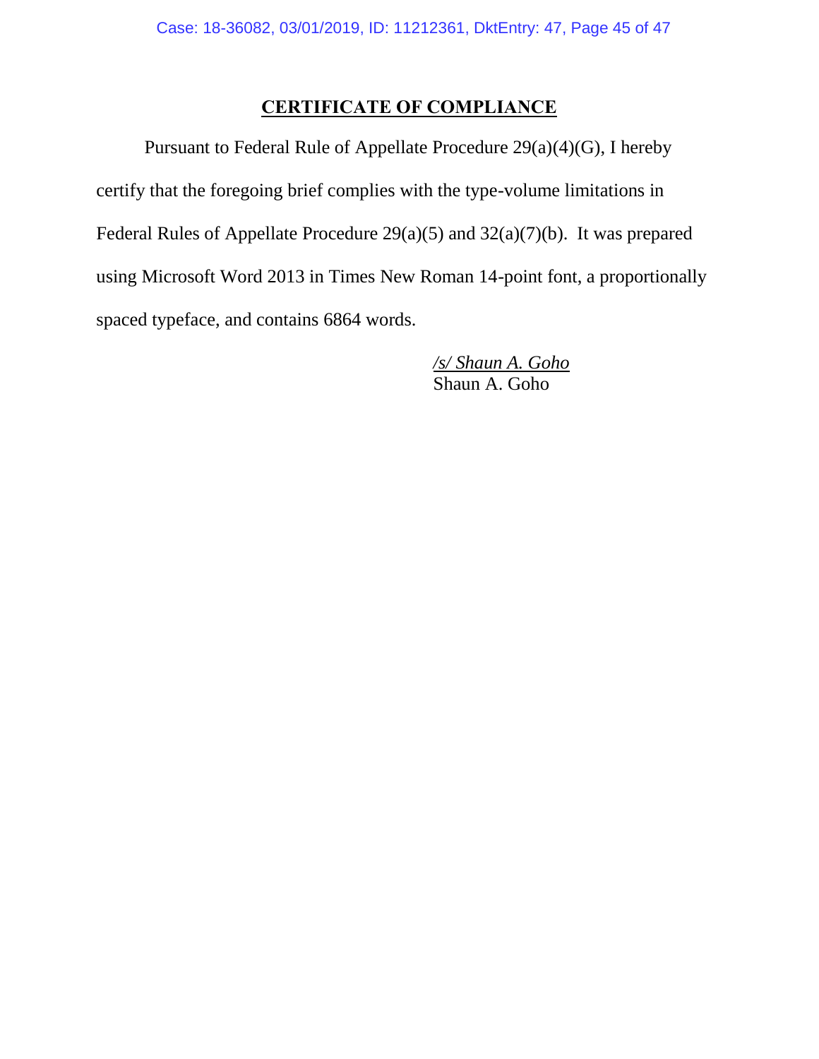## CERTIFICATE OF COMPLIANCE

Pursuant to Federal Rule of Appellate Procedure 29(a)(4)(G), I hereby certify that the foregoing brief complies with the type-volume limitations in Federal Rules of Appellate Procedure 29(a)(5) and 32(a)(7)(b). It was prepared using Microsoft Word 2013 in Times New Roman 14-point font, a proportionally spaced typeface, and contains 6864 words.

*/s/ Shaun A. Goho*
Shaun A. Goho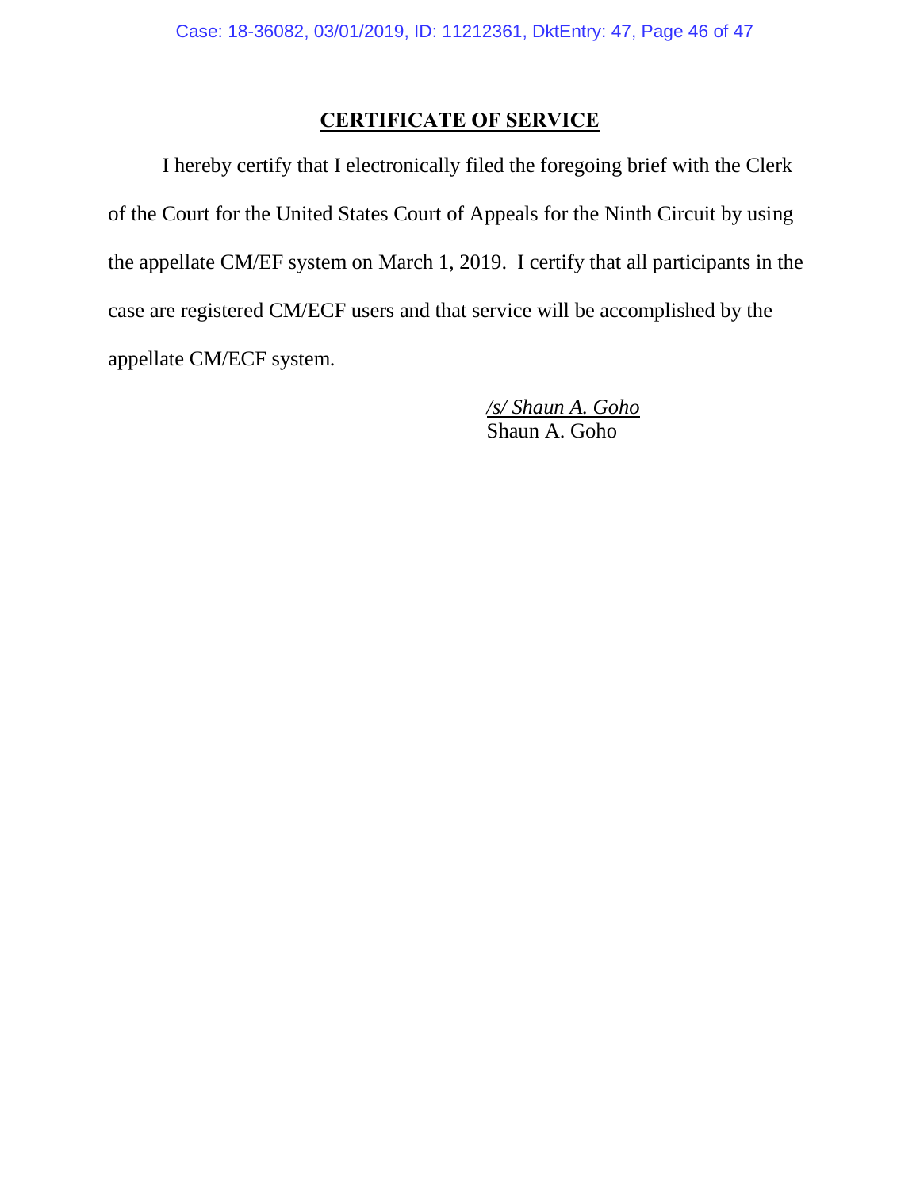## CERTIFICATE OF SERVICE

I hereby certify that I electronically filed the foregoing brief with the Clerk of the Court for the United States Court of Appeals for the Ninth Circuit by using the appellate CM/EF system on March 1, 2019. I certify that all participants in the case are registered CM/ECF users and that service will be accomplished by the appellate CM/ECF system.

*/s/ Shaun A. Goho*
Shaun A. Goho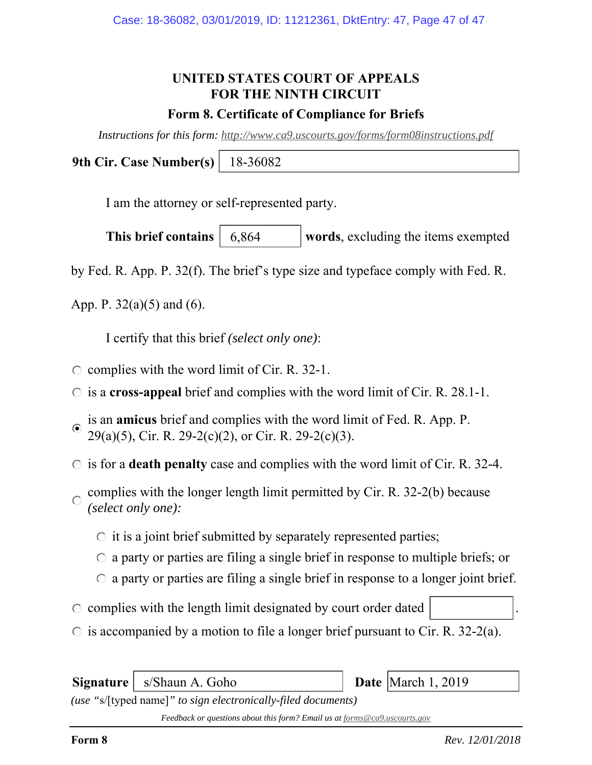# UNITED STATES COURT OF APPEALS
# FOR THE NINTH CIRCUIT

## Form 8. Certificate of Compliance for Briefs

*Instructions for this form: http://www.ca9.uscourts.gov/forms/form08instructions.pdf*

**9th Cir. Case Number(s)** 18-36082

I am the attorney or self-represented party.

**This brief contains** 6,864 **words**, excluding the items exempted by Fed. R. App. P. 32(f). The brief's type size and typeface comply with Fed. R. App. P. 32(a)(5) and (6).

I certify that this brief *(select only one)*:

- ○ complies with the word limit of Cir. R. 32-1.
- ○ is a **cross-appeal** brief and complies with the word limit of Cir. R. 28.1-1.
- ◉ is an **amicus** brief and complies with the word limit of Fed. R. App. P. 29(a)(5), Cir. R. 29-2(c)(2), or Cir. R. 29-2(c)(3).
- ○ is for a **death penalty** case and complies with the word limit of Cir. R. 32-4.
- ○ complies with the longer length limit permitted by Cir. R. 32-2(b) because *(select only one):*
  - ○ it is a joint brief submitted by separately represented parties;
  - ○ a party or parties are filing a single brief in response to multiple briefs; or
  - ○ a party or parties are filing a single brief in response to a longer joint brief.
- ○ complies with the length limit designated by court order dated \_\_\_\_\_\_\_\_.
- ○ is accompanied by a motion to file a longer brief pursuant to Cir. R. 32-2(a).

**Signature** s/Shaun A. Goho **Date** March 1, 2019

*(use "*s/[typed name]*" to sign electronically-filed documents)*

*Feedback or questions about this form? Email us at forms@ca9.uscourts.gov*

**Form 8** *Rev. 12/01/2018*